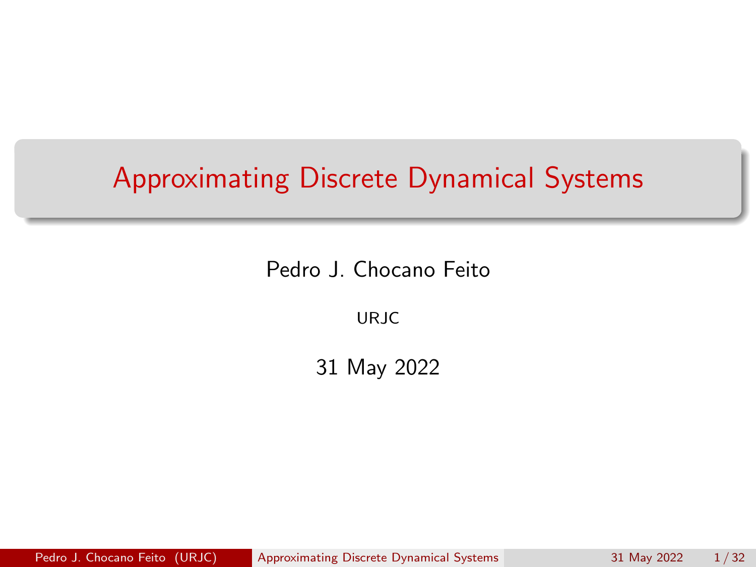# Approximating Discrete Dynamical Systems

Pedro J. Chocano Feito

URJC

31 May 2022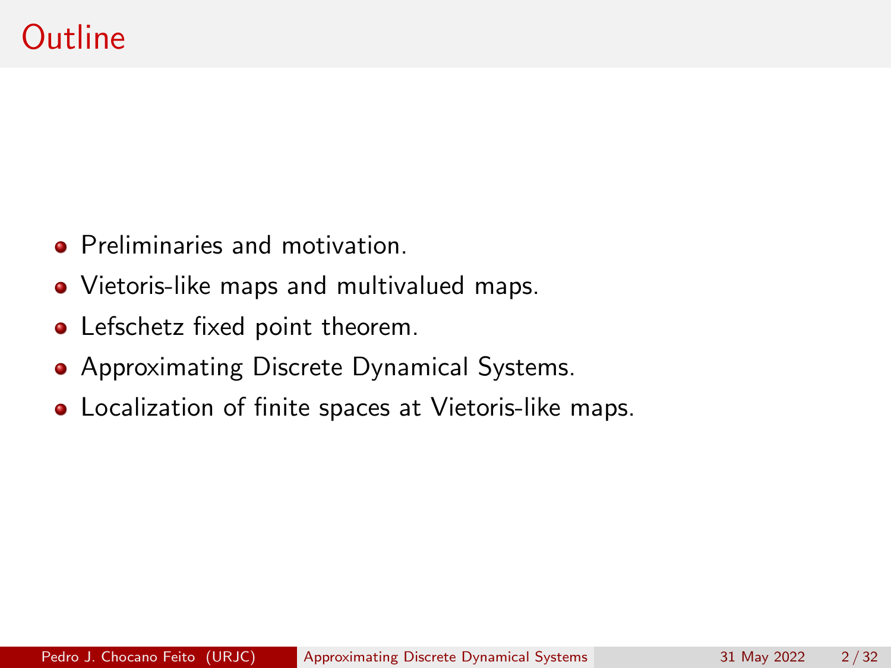# Outline

- Preliminaries and motivation.
- Vietoris-like maps and multivalued maps.
- Lefschetz fixed point theorem.
- Approximating Discrete Dynamical Systems.
- Localization of finite spaces at Vietoris-like maps.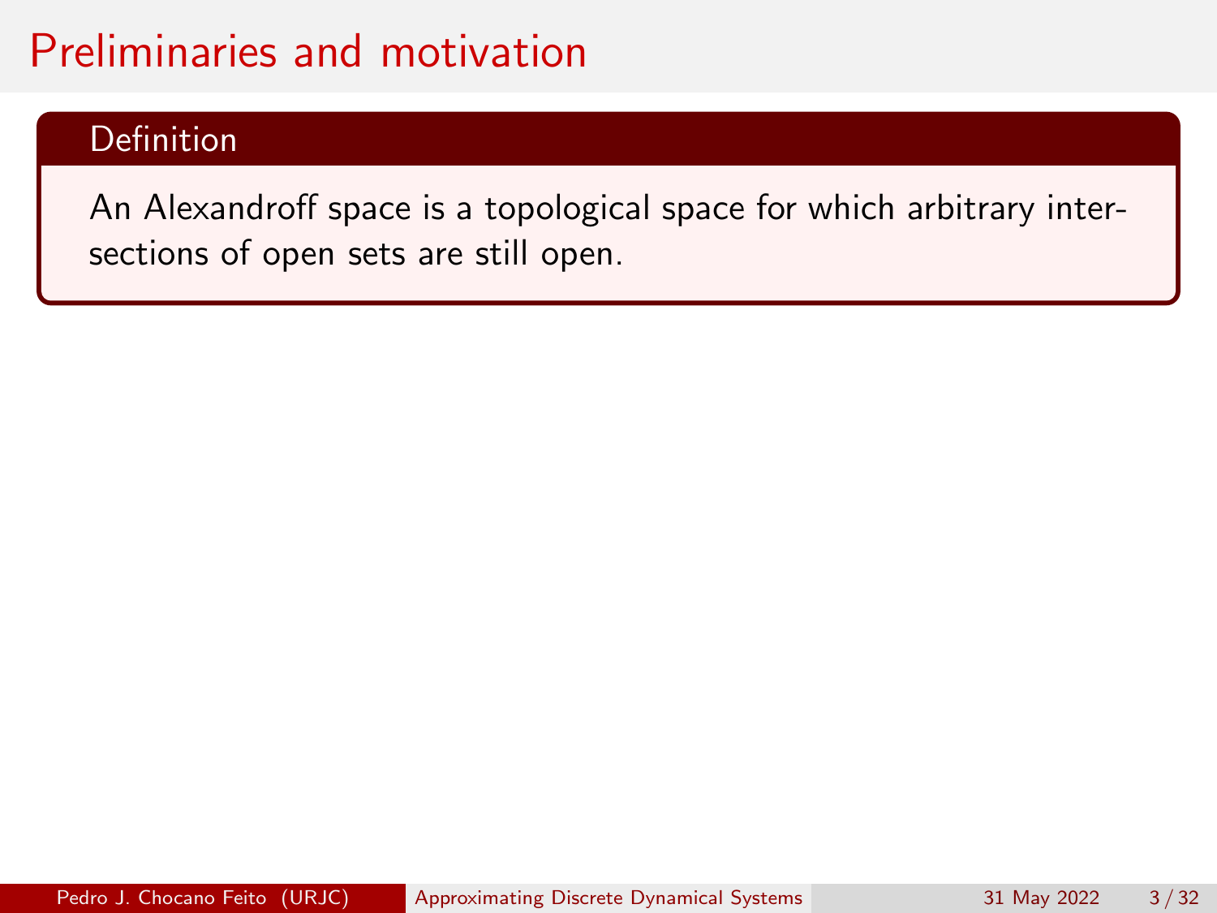# Preliminaries and motivation

**Definition**

An Alexandroff space is a topological space for which arbitrary intersections of open sets are still open.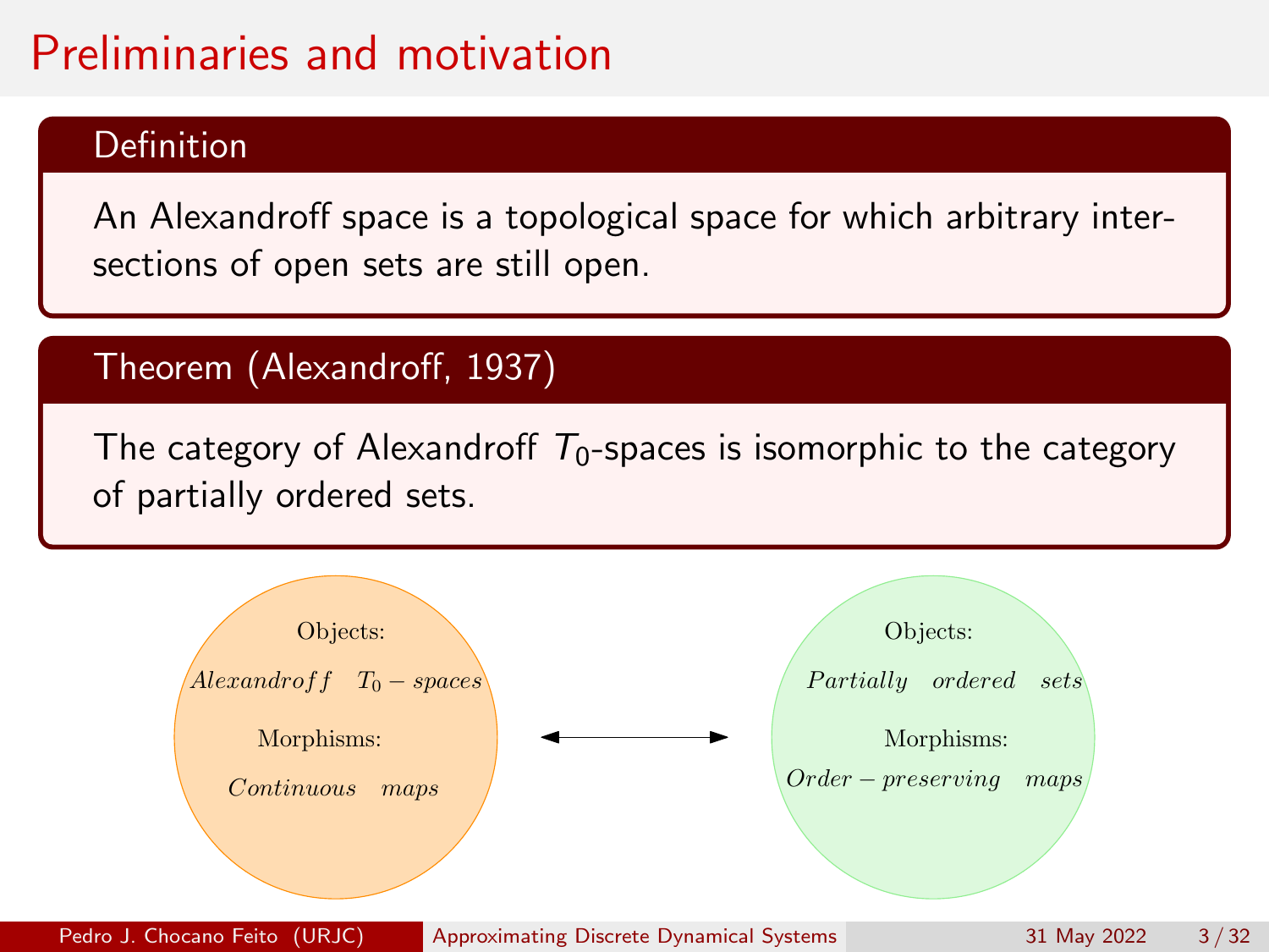# Preliminaries and motivation

**Definition**

An Alexandroff space is a topological space for which arbitrary intersections of open sets are still open.

**Theorem (Alexandroff, 1937)**

The category of Alexandroff $T_0$-spaces is isomorphic to the category of partially ordered sets.

Objects: *Alexandroff* $T_0$*-spaces*

Morphisms: *Continuous maps*

⟷

Objects: *Partially ordered sets*

Morphisms: *Order-preserving maps*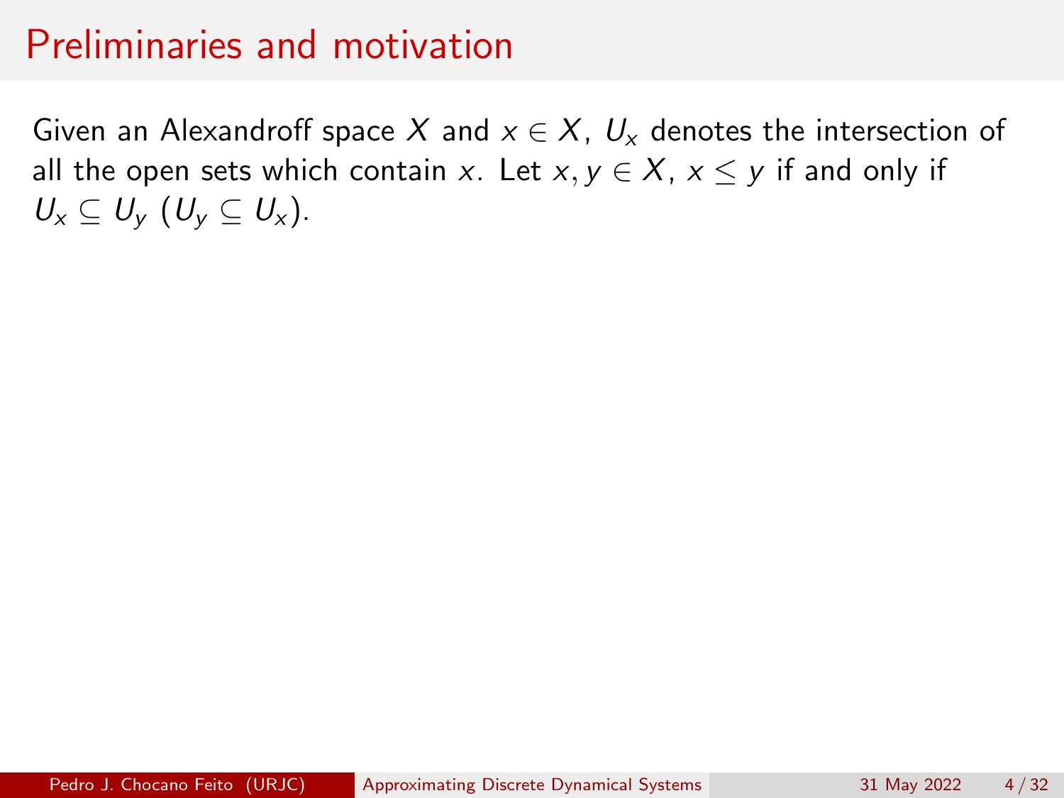# Preliminaries and motivation

Given an Alexandroff space $X$ and $x \in X$, $U_x$ denotes the intersection of all the open sets which contain $x$. Let $x, y \in X$, $x \leq y$ if and only if $U_x \subseteq U_y$ ($U_y \subseteq U_x$).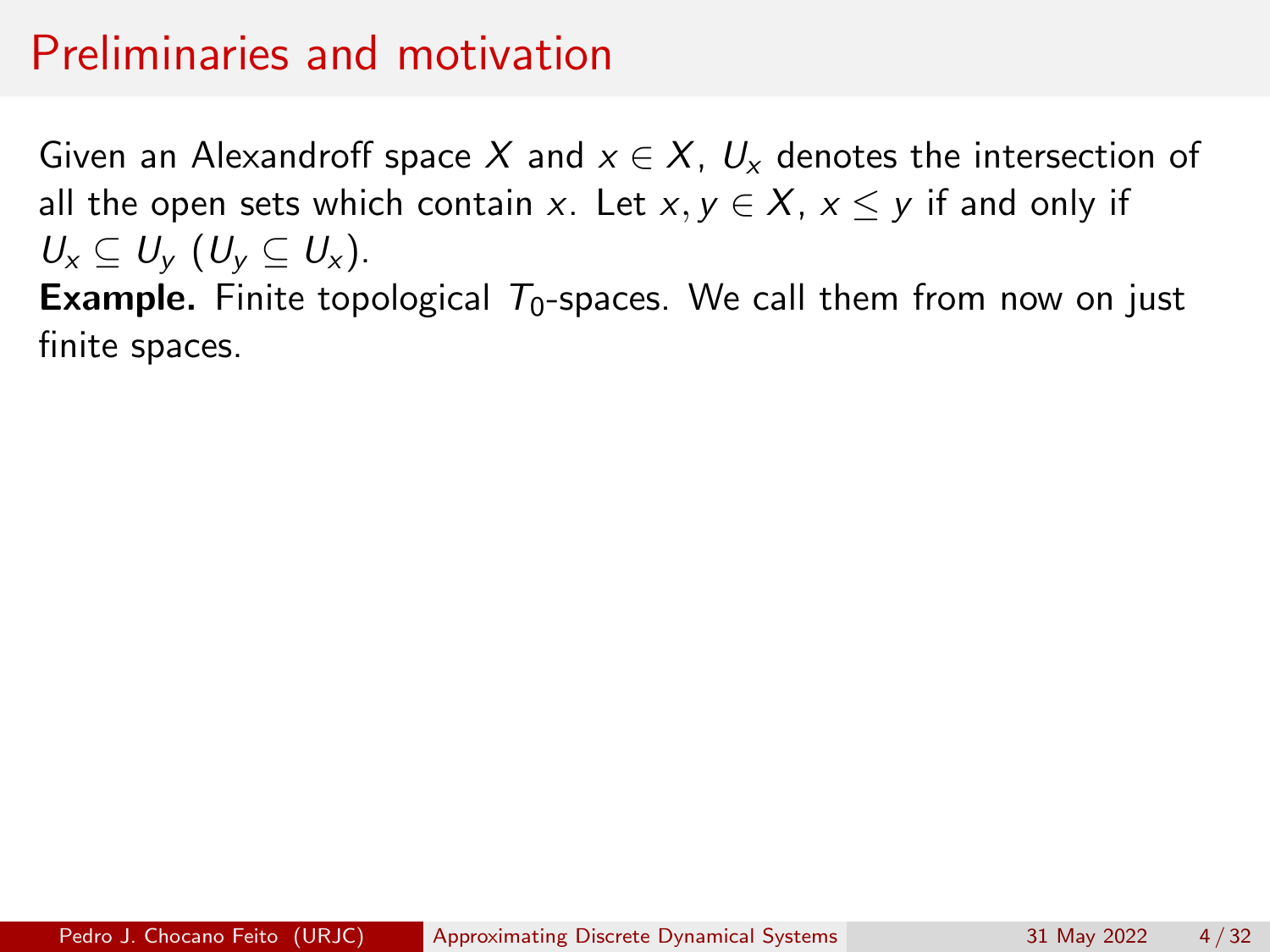# Preliminaries and motivation

Given an Alexandroff space $X$ and $x \in X$, $U_x$ denotes the intersection of all the open sets which contain $x$. Let $x, y \in X$, $x \leq y$ if and only if $U_x \subseteq U_y$ ($U_y \subseteq U_x$).

**Example.** Finite topological $T_0$-spaces. We call them from now on just finite spaces.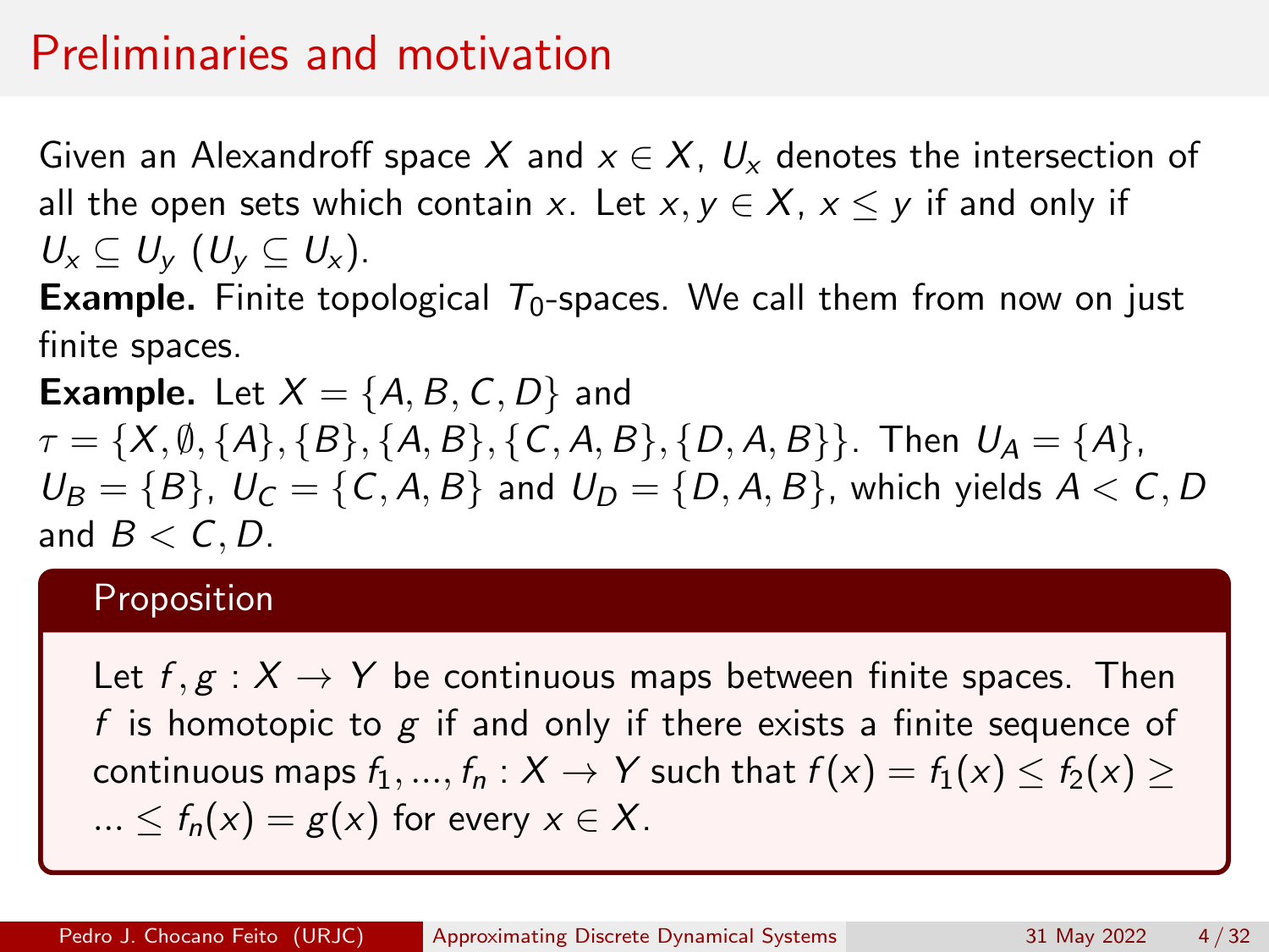# Preliminaries and motivation

Given an Alexandroff space $X$ and $x \in X$, $U_x$ denotes the intersection of all the open sets which contain $x$. Let $x, y \in X$, $x \leq y$ if and only if $U_x \subseteq U_y$ ($U_y \subseteq U_x$).

**Example.** Finite topological $T_0$-spaces. We call them from now on just finite spaces.

**Example.** Let $X = \{A, B, C, D\}$ and $\tau = \{X, \emptyset, \{A\}, \{B\}, \{A, B\}, \{C, A, B\}, \{D, A, B\}\}$. Then $U_A = \{A\}$, $U_B = \{B\}$, $U_C = \{C, A, B\}$ and $U_D = \{D, A, B\}$, which yields $A < C, D$ and $B < C, D$.

**Proposition**

Let $f, g : X \to Y$ be continuous maps between finite spaces. Then $f$ is homotopic to $g$ if and only if there exists a finite sequence of continuous maps $f_1, ..., f_n : X \to Y$ such that $f(x) = f_1(x) \leq f_2(x) \geq ... \leq f_n(x) = g(x)$ for every $x \in X$.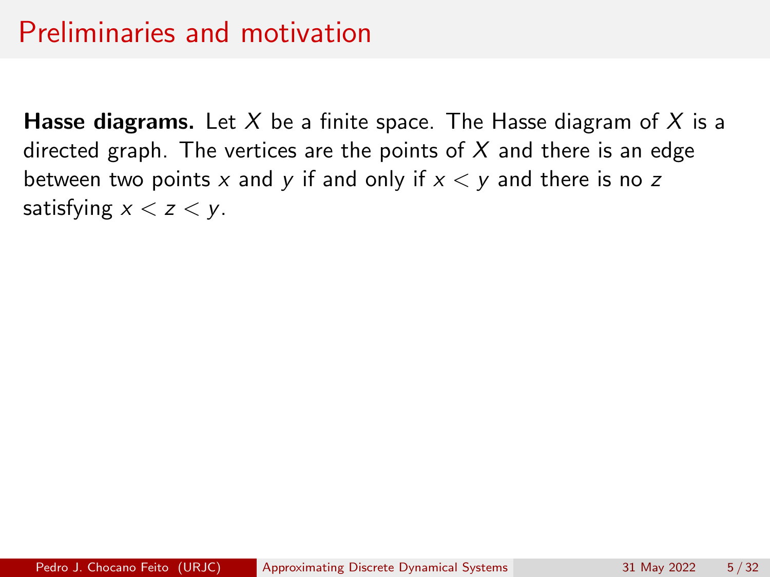## Preliminaries and motivation

**Hasse diagrams.** Let $X$ be a finite space. The Hasse diagram of $X$ is a directed graph. The vertices are the points of $X$ and there is an edge between two points $x$ and $y$ if and only if $x < y$ and there is no $z$ satisfying $x < z < y$.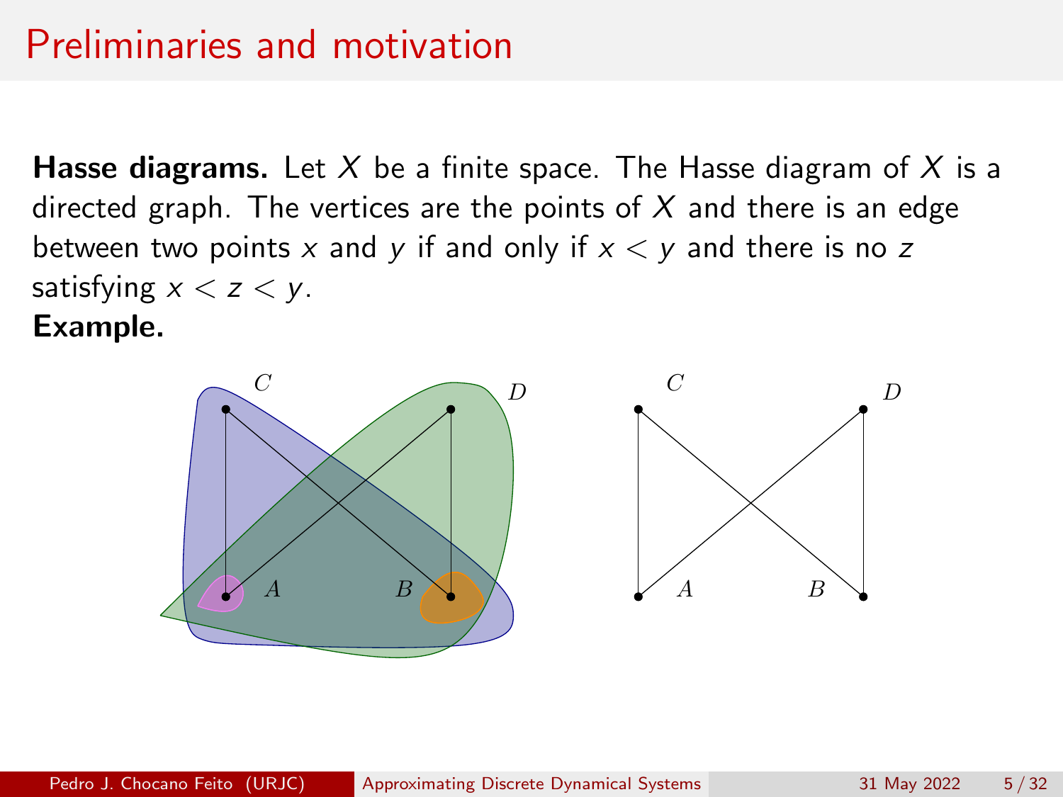# Preliminaries and motivation

**Hasse diagrams.** Let $X$ be a finite space. The Hasse diagram of $X$ is a directed graph. The vertices are the points of $X$ and there is an edge between two points $x$ and $y$ if and only if $x < y$ and there is no $z$ satisfying $x < z < y$.

**Example.**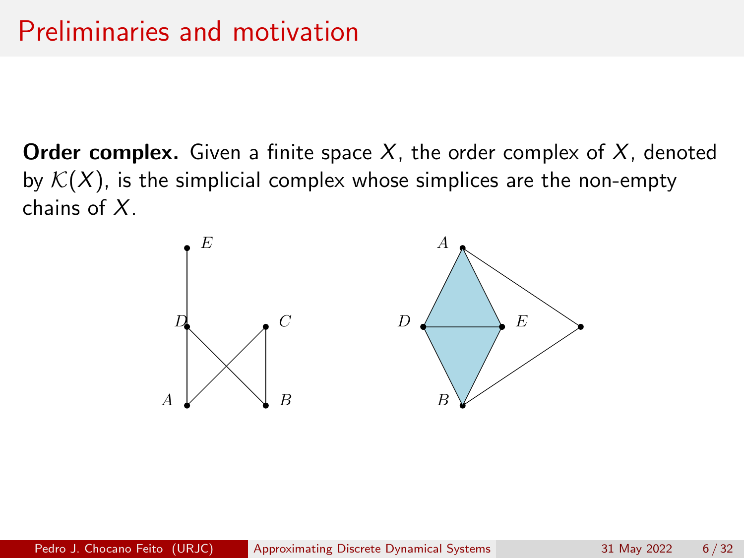# Preliminaries and motivation

**Order complex.** Given a finite space $X$, the order complex of $X$, denoted by $\mathcal{K}(X)$, is the simplicial complex whose simplices are the non-empty chains of $X$.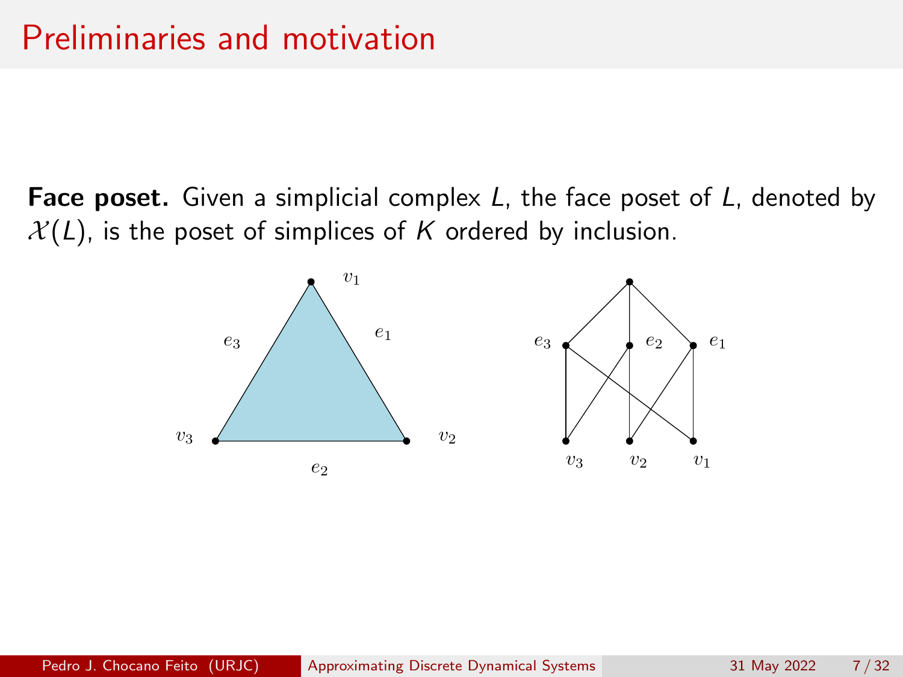# Preliminaries and motivation

**Face poset.** Given a simplicial complex $L$, the face poset of $L$, denoted by $\mathcal{X}(L)$, is the poset of simplices of $K$ ordered by inclusion.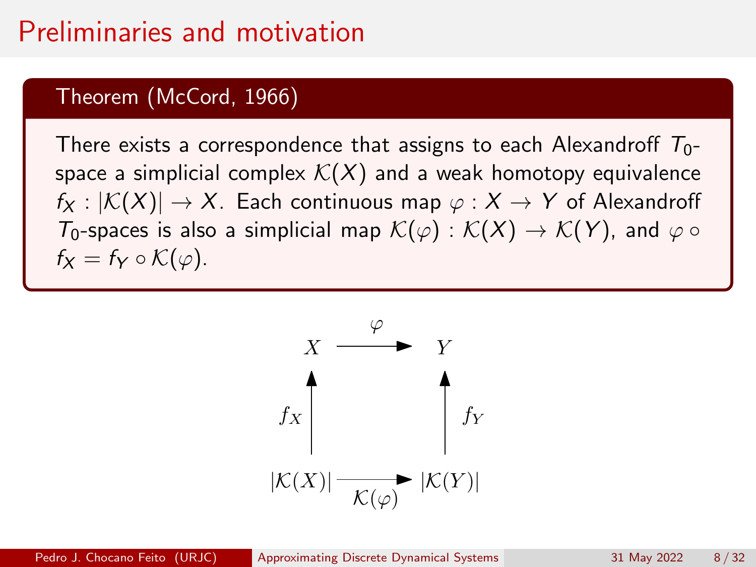# Preliminaries and motivation

**Theorem (McCord, 1966)**

There exists a correspondence that assigns to each Alexandroff $T_0$-space a simplicial complex $\mathcal{K}(X)$ and a weak homotopy equivalence $f_X : |\mathcal{K}(X)| \to X$. Each continuous map $\varphi : X \to Y$ of Alexandroff $T_0$-spaces is also a simplicial map $\mathcal{K}(\varphi) : \mathcal{K}(X) \to \mathcal{K}(Y)$, and $\varphi \circ f_X = f_Y \circ \mathcal{K}(\varphi)$.

$$
\begin{array}{ccc}
X & \xrightarrow{\varphi} & Y \\
\uparrow{\scriptstyle f_X} & & \uparrow{\scriptstyle f_Y} \\
|\mathcal{K}(X)| & \xrightarrow[\mathcal{K}(\varphi)]{} & |\mathcal{K}(Y)|
\end{array}
$$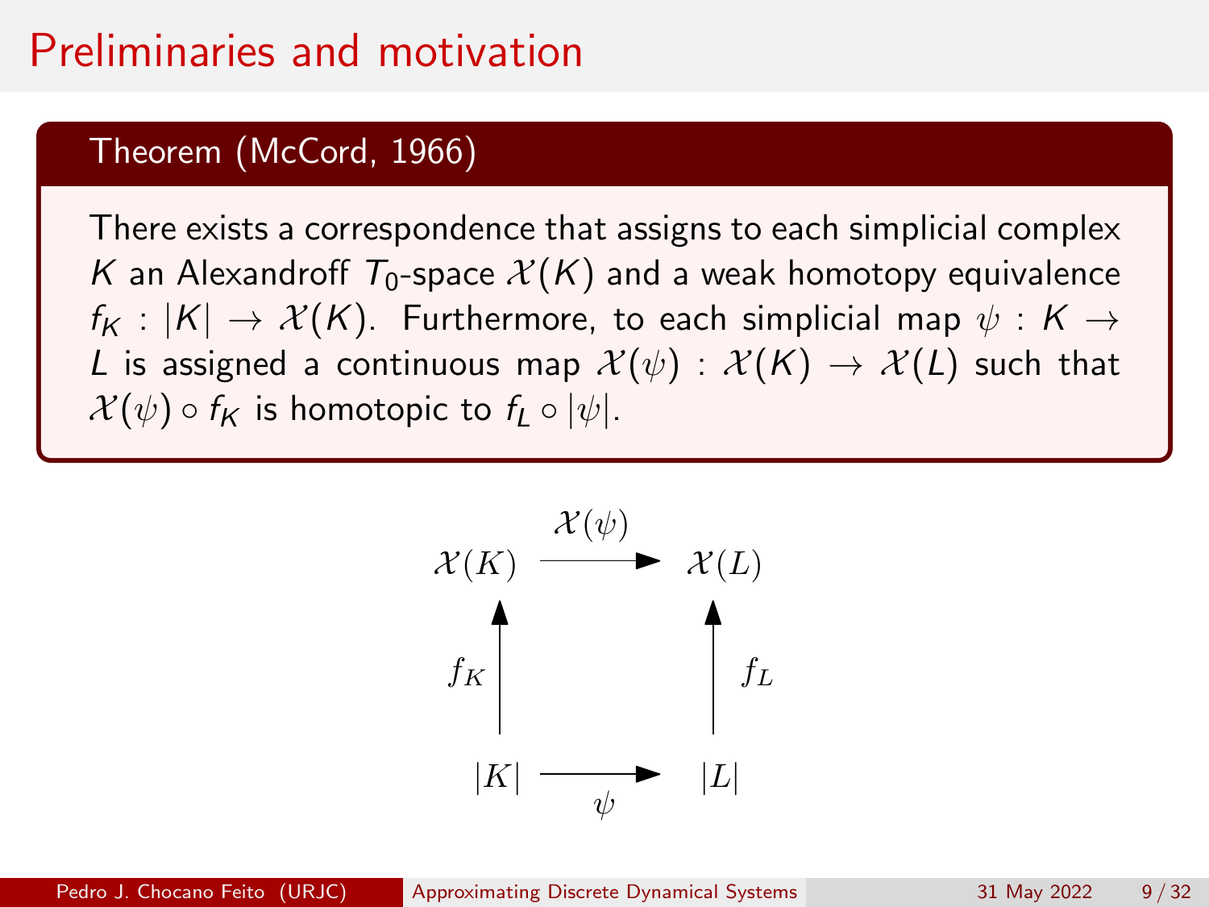# Preliminaries and motivation

**Theorem (McCord, 1966)**

There exists a correspondence that assigns to each simplicial complex $K$ an Alexandroff $T_0$-space $\mathcal{X}(K)$ and a weak homotopy equivalence $f_K : |K| \to \mathcal{X}(K)$. Furthermore, to each simplicial map $\psi : K \to L$ is assigned a continuous map $\mathcal{X}(\psi) : \mathcal{X}(K) \to \mathcal{X}(L)$ such that $\mathcal{X}(\psi) \circ f_K$ is homotopic to $f_L \circ |\psi|$.

$$
\begin{array}{ccc}
\mathcal{X}(K) & \xrightarrow{\mathcal{X}(\psi)} & \mathcal{X}(L) \\
\uparrow f_K & & \uparrow f_L \\
|K| & \xrightarrow[\psi]{} & |L|
\end{array}
$$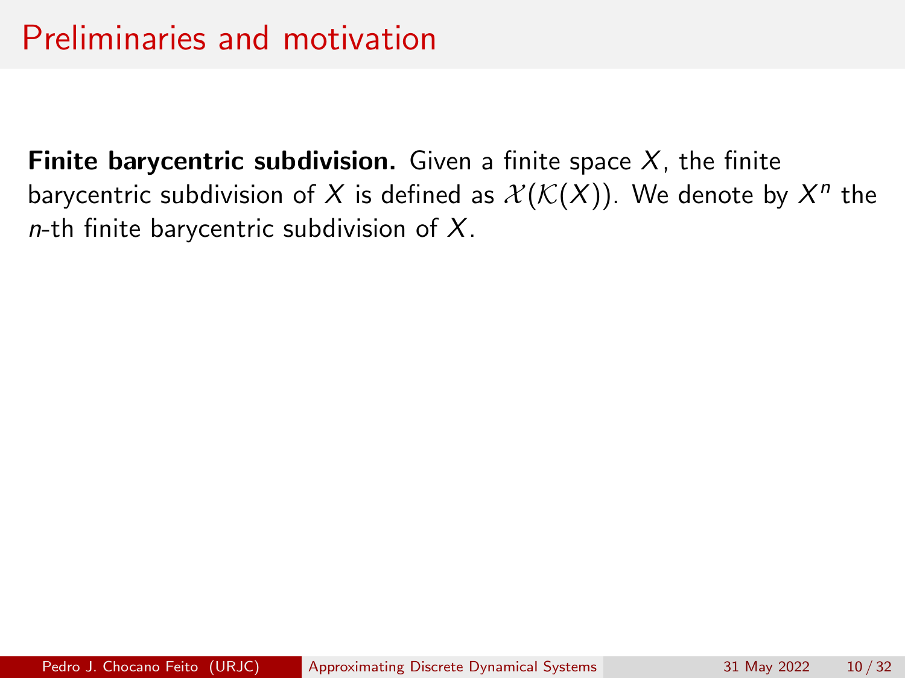# Preliminaries and motivation

**Finite barycentric subdivision.** Given a finite space $X$, the finite barycentric subdivision of $X$ is defined as $\mathcal{X}(\mathcal{K}(X))$. We denote by $X^n$ the $n$-th finite barycentric subdivision of $X$.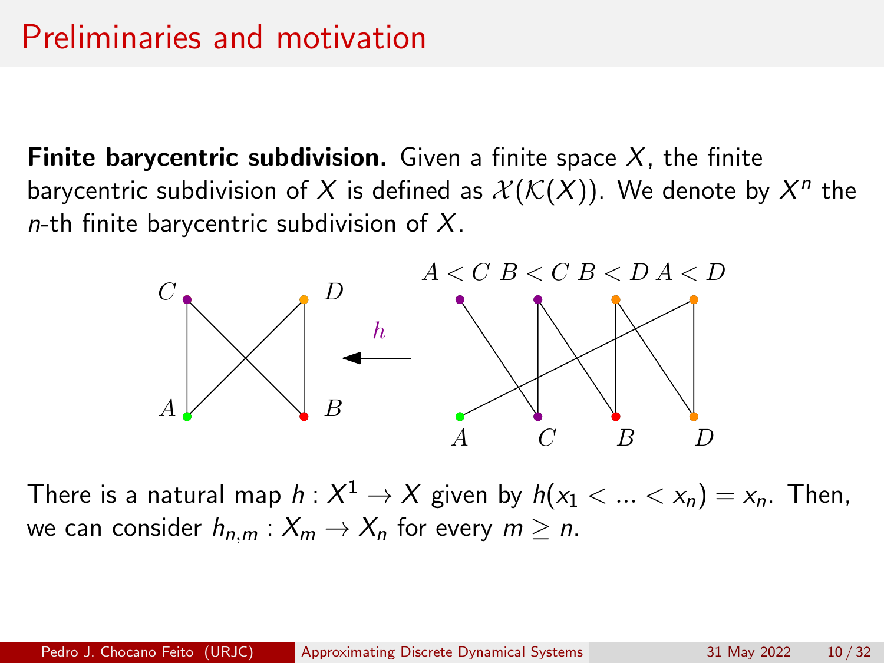## Preliminaries and motivation

**Finite barycentric subdivision.** Given a finite space $X$, the finite barycentric subdivision of $X$ is defined as $\mathcal{X}(\mathcal{K}(X))$. We denote by $X^n$ the $n$-th finite barycentric subdivision of $X$.

There is a natural map $h : X^1 \to X$ given by $h(x_1 < ... < x_n) = x_n$. Then, we can consider $h_{n,m} : X_m \to X_n$ for every $m \geq n$.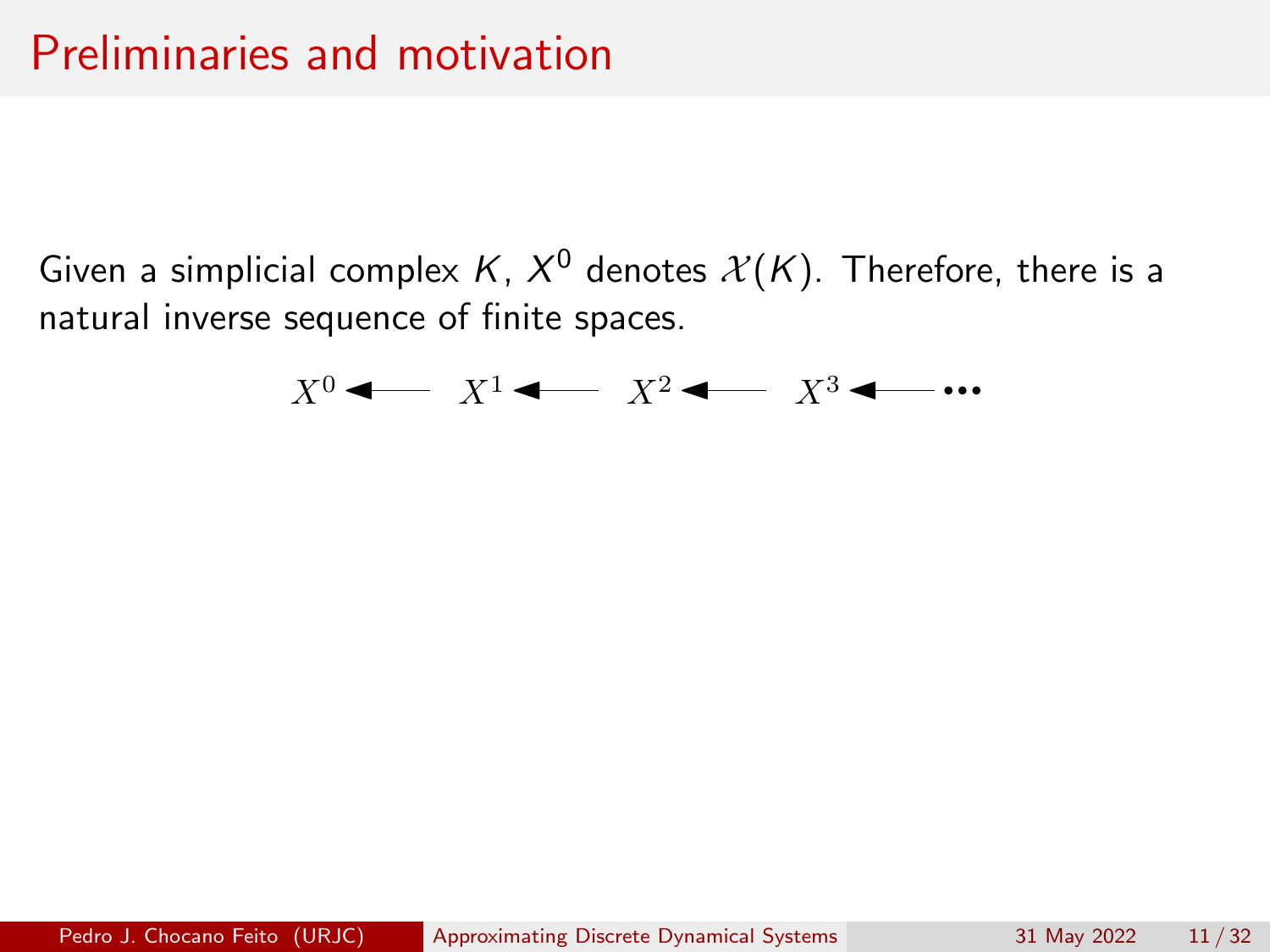# Preliminaries and motivation

Given a simplicial complex $K$, $X^0$ denotes $\mathcal{X}(K)$. Therefore, there is a natural inverse sequence of finite spaces.

$$X^0 \longleftarrow X^1 \longleftarrow X^2 \longleftarrow X^3 \longleftarrow \cdots$$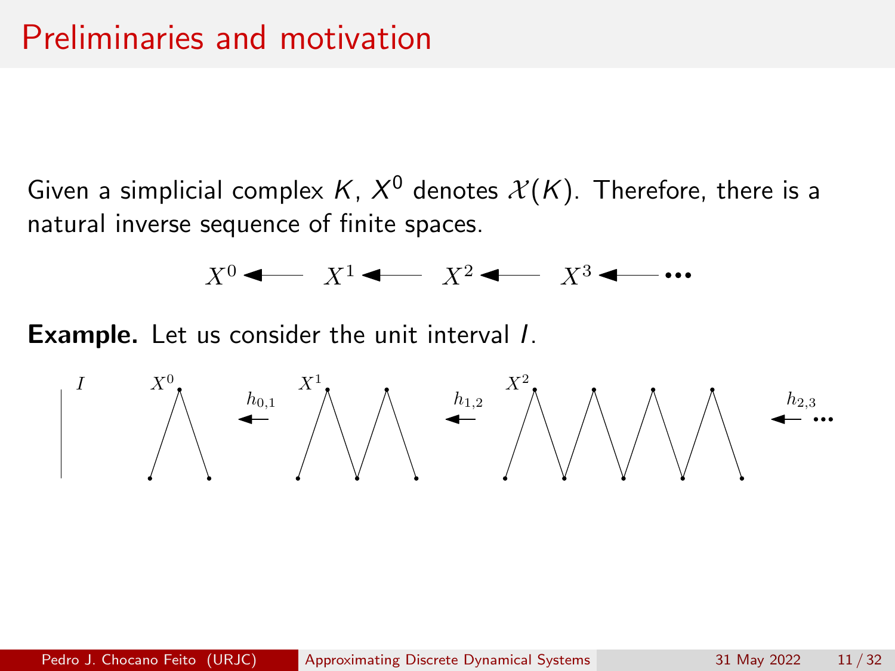# Preliminaries and motivation

Given a simplicial complex $K$, $X^0$ denotes $\mathcal{X}(K)$. Therefore, there is a natural inverse sequence of finite spaces.

$$X^0 \longleftarrow X^1 \longleftarrow X^2 \longleftarrow X^3 \longleftarrow \cdots$$

**Example.** Let us consider the unit interval $I$.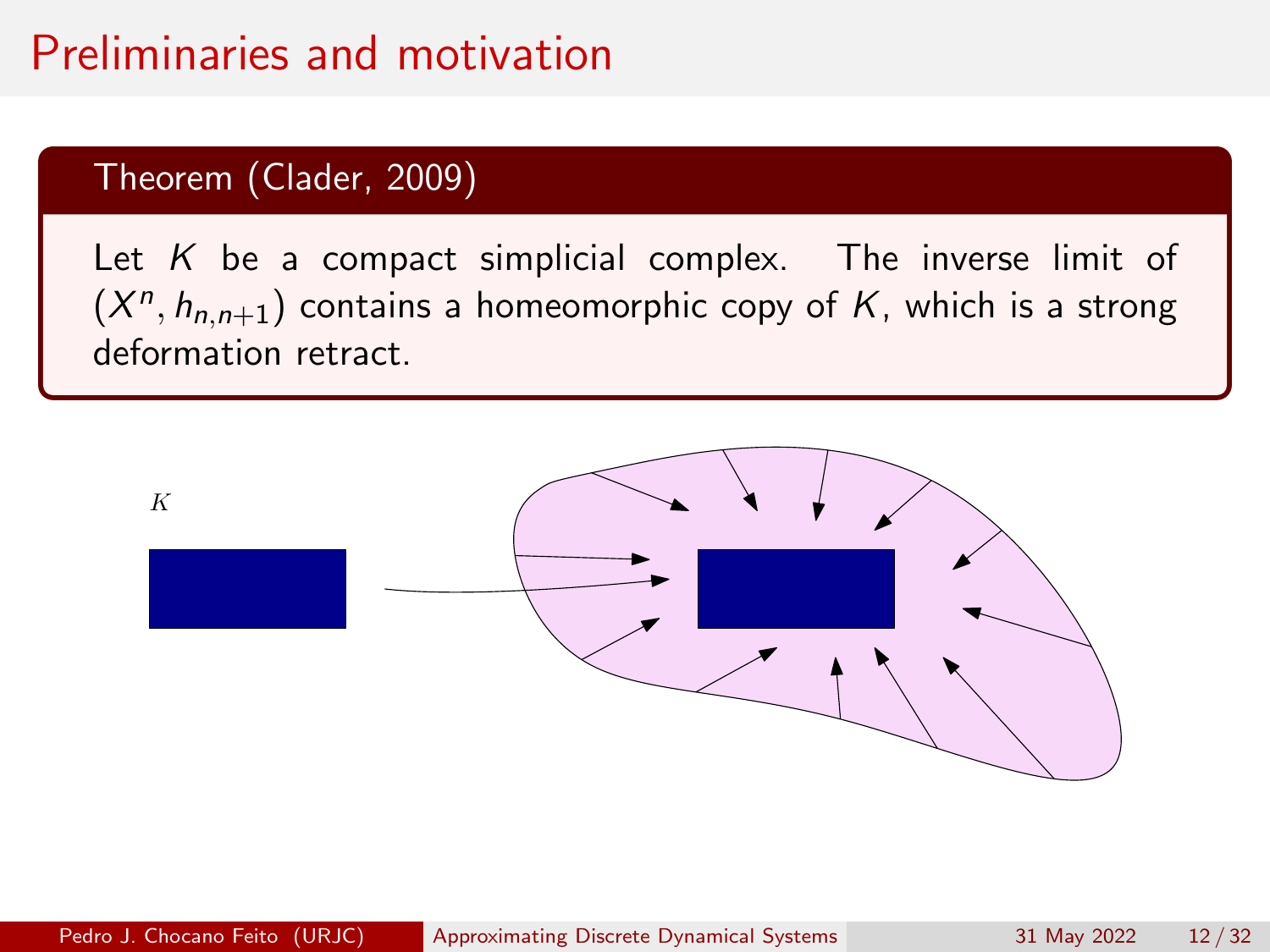# Preliminaries and motivation

**Theorem (Clader, 2009)**

Let $K$ be a compact simplicial complex. The inverse limit of $(X^n, h_{n,n+1})$ contains a homeomorphic copy of $K$, which is a strong deformation retract.

$K$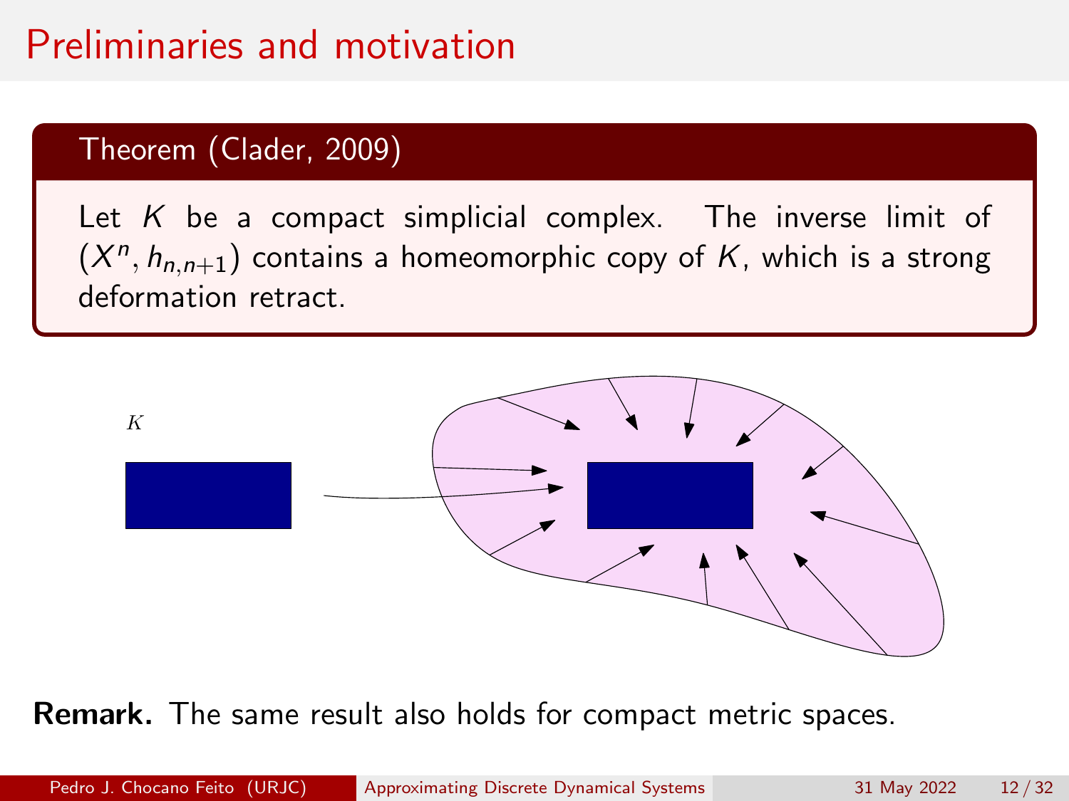# Preliminaries and motivation

**Theorem (Clader, 2009)**

Let $K$ be a compact simplicial complex. The inverse limit of $(X^n, h_{n,n+1})$ contains a homeomorphic copy of $K$, which is a strong deformation retract.

$K$

**Remark.** The same result also holds for compact metric spaces.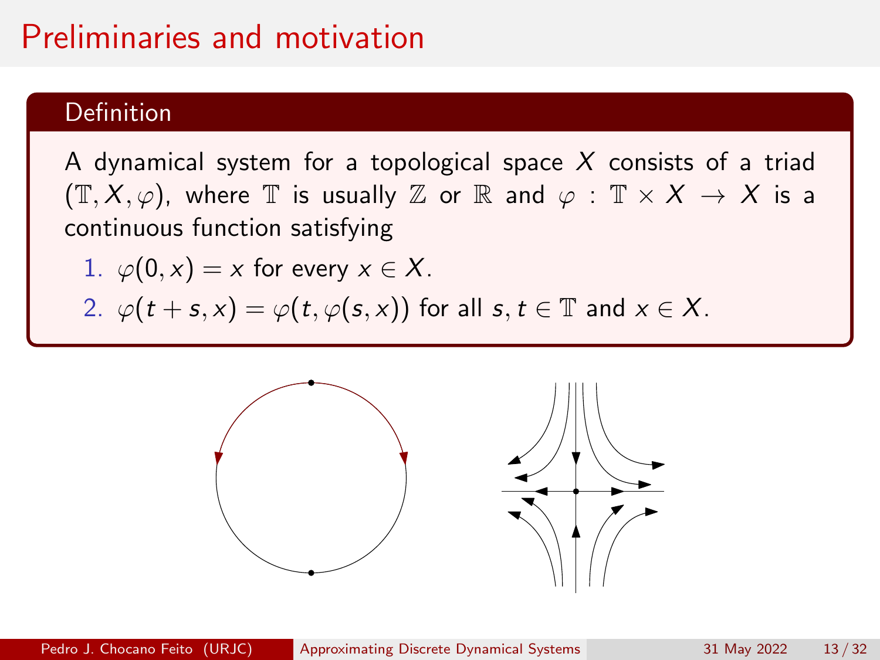# Preliminaries and motivation

**Definition**

A dynamical system for a topological space $X$ consists of a triad $(\mathbb{T}, X, \varphi)$, where $\mathbb{T}$ is usually $\mathbb{Z}$ or $\mathbb{R}$ and $\varphi : \mathbb{T} \times X \to X$ is a continuous function satisfying

1. $\varphi(0, x) = x$ for every $x \in X$.
2. $\varphi(t + s, x) = \varphi(t, \varphi(s, x))$ for all $s, t \in \mathbb{T}$ and $x \in X$.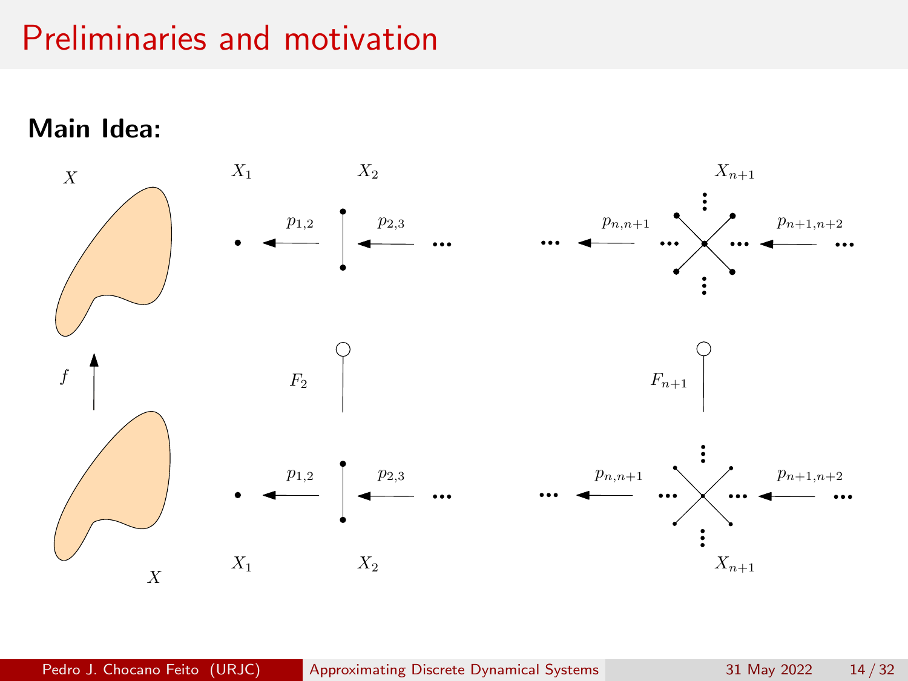# Preliminaries and motivation

**Main Idea:**

$X$ $\quad X_1 \quad X_2 \quad X_{n+1}$

$p_{1,2} \quad p_{2,3} \quad p_{n,n+1} \quad p_{n+1,n+2}$

$f \quad F_2 \quad F_{n+1}$

$p_{1,2} \quad p_{2,3} \quad p_{n,n+1} \quad p_{n+1,n+2}$

$X \quad X_1 \quad X_2 \quad X_{n+1}$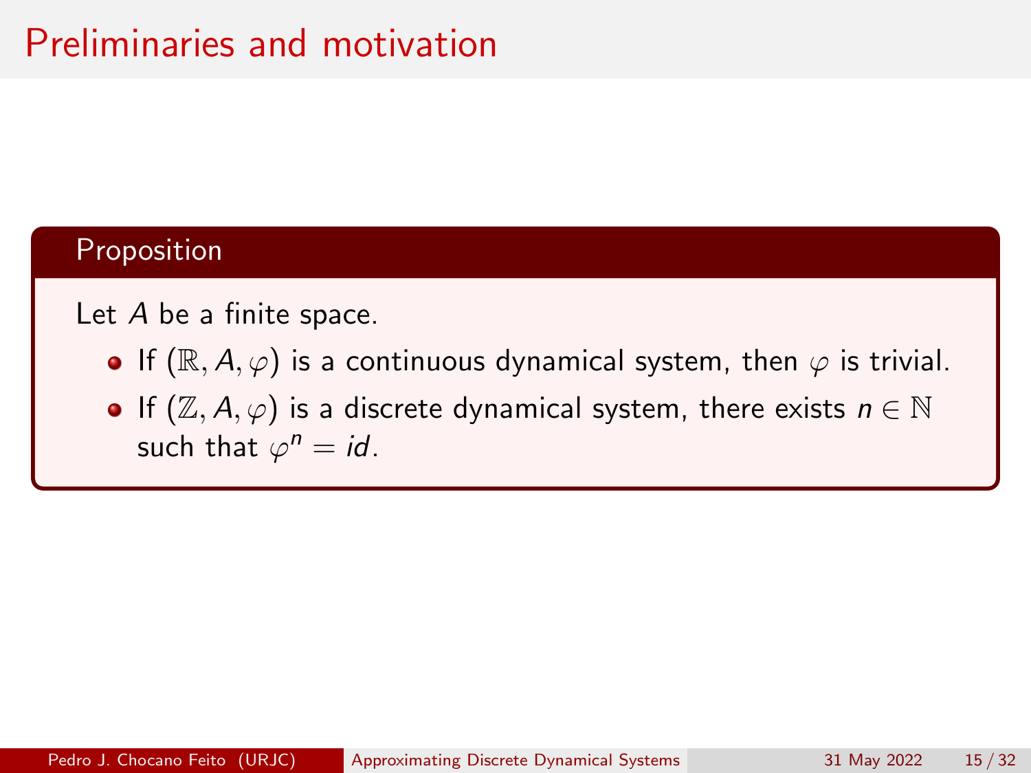# Preliminaries and motivation

**Proposition**

Let $A$ be a finite space.

- If $(\mathbb{R}, A, \varphi)$ is a continuous dynamical system, then $\varphi$ is trivial.
- If $(\mathbb{Z}, A, \varphi)$ is a discrete dynamical system, there exists $n \in \mathbb{N}$ such that $\varphi^n = id$.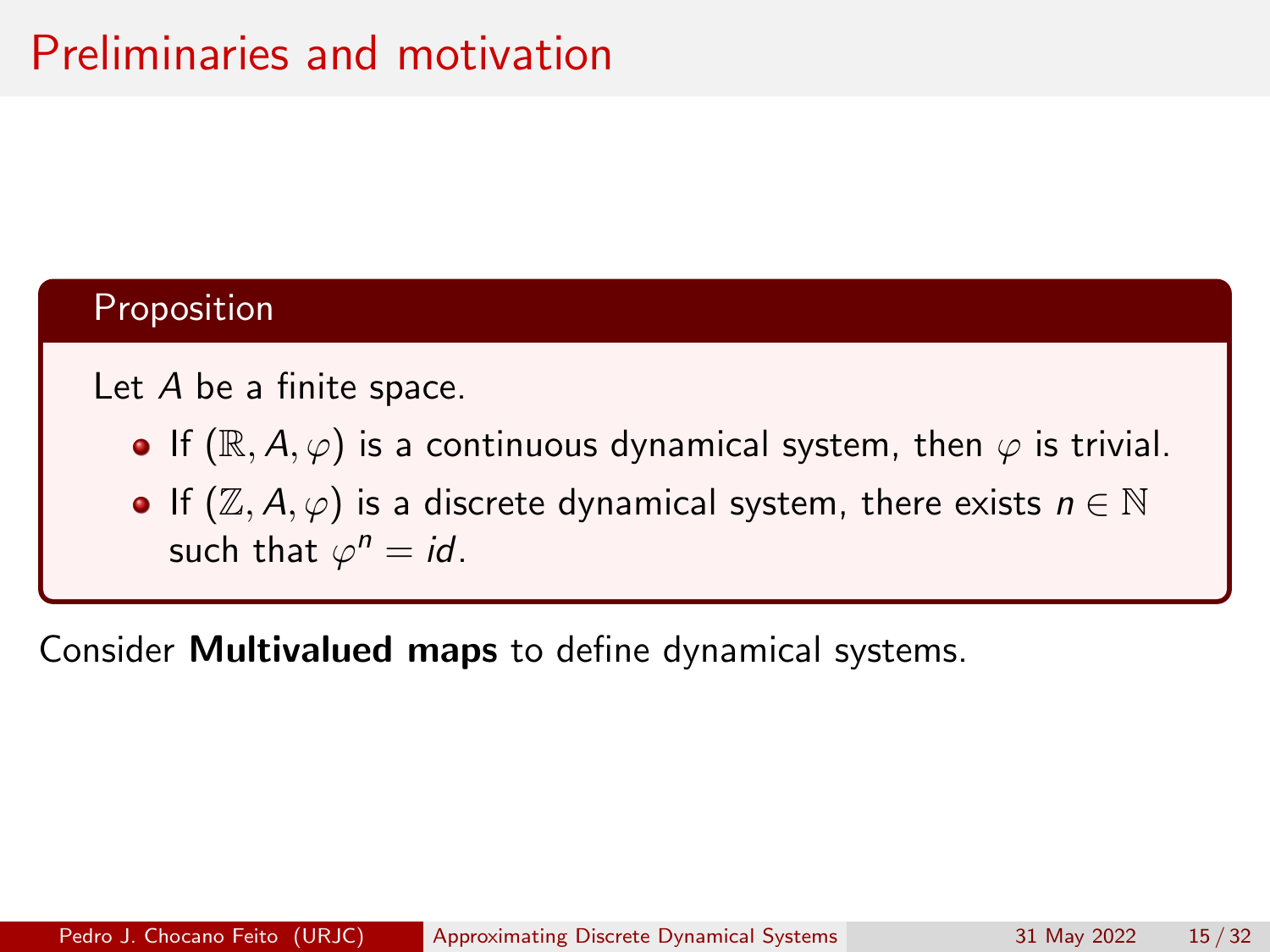# Preliminaries and motivation

**Proposition**

Let $A$ be a finite space.

- If $(\mathbb{R}, A, \varphi)$ is a continuous dynamical system, then $\varphi$ is trivial.
- If $(\mathbb{Z}, A, \varphi)$ is a discrete dynamical system, there exists $n \in \mathbb{N}$ such that $\varphi^n = id$.

Consider **Multivalued maps** to define dynamical systems.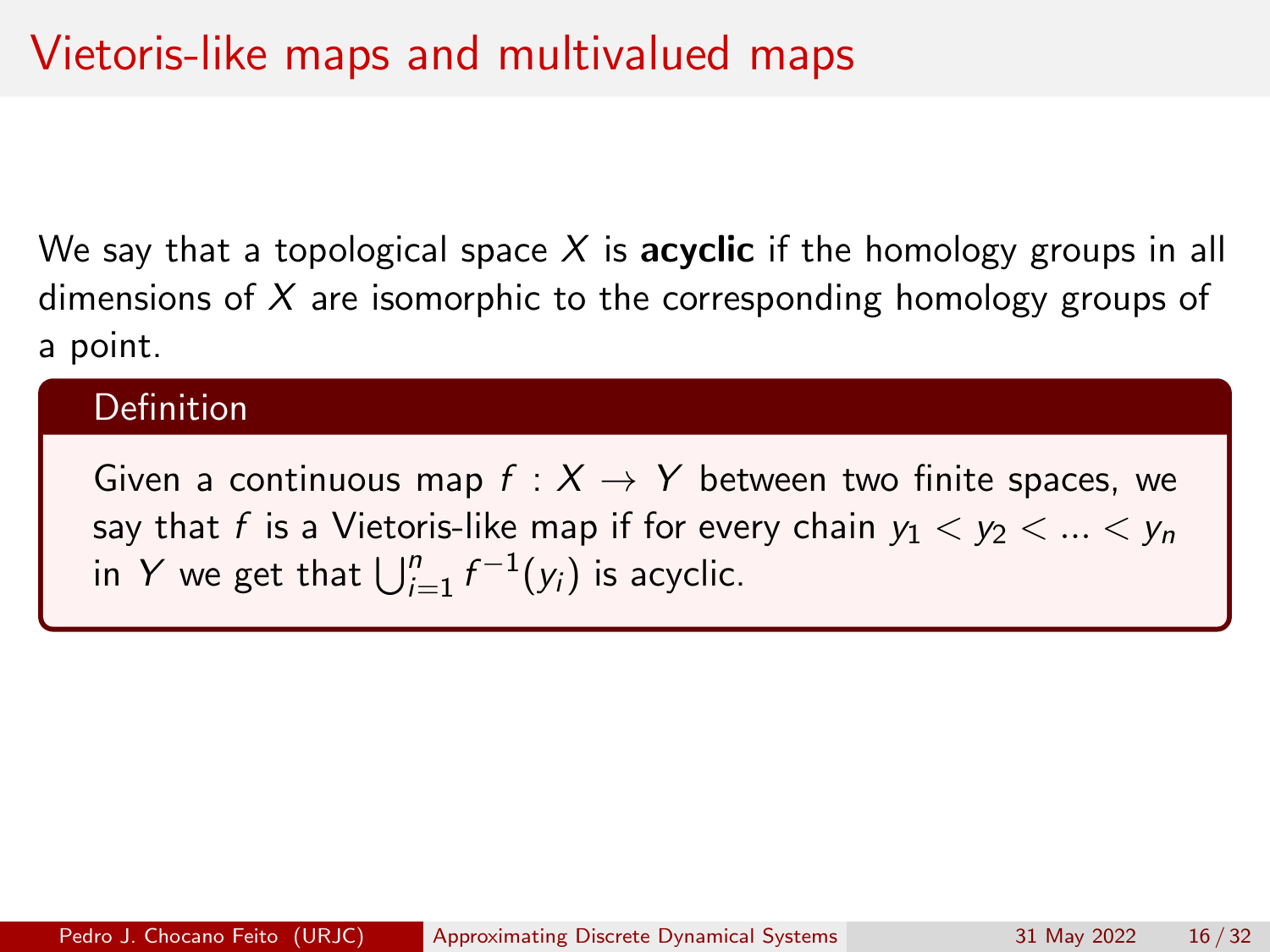# Vietoris-like maps and multivalued maps

We say that a topological space $X$ is **acyclic** if the homology groups in all dimensions of $X$ are isomorphic to the corresponding homology groups of a point.

**Definition**

Given a continuous map $f : X \to Y$ between two finite spaces, we say that $f$ is a Vietoris-like map if for every chain $y_1 < y_2 < ... < y_n$ in $Y$ we get that $\bigcup_{i=1}^{n} f^{-1}(y_i)$ is acyclic.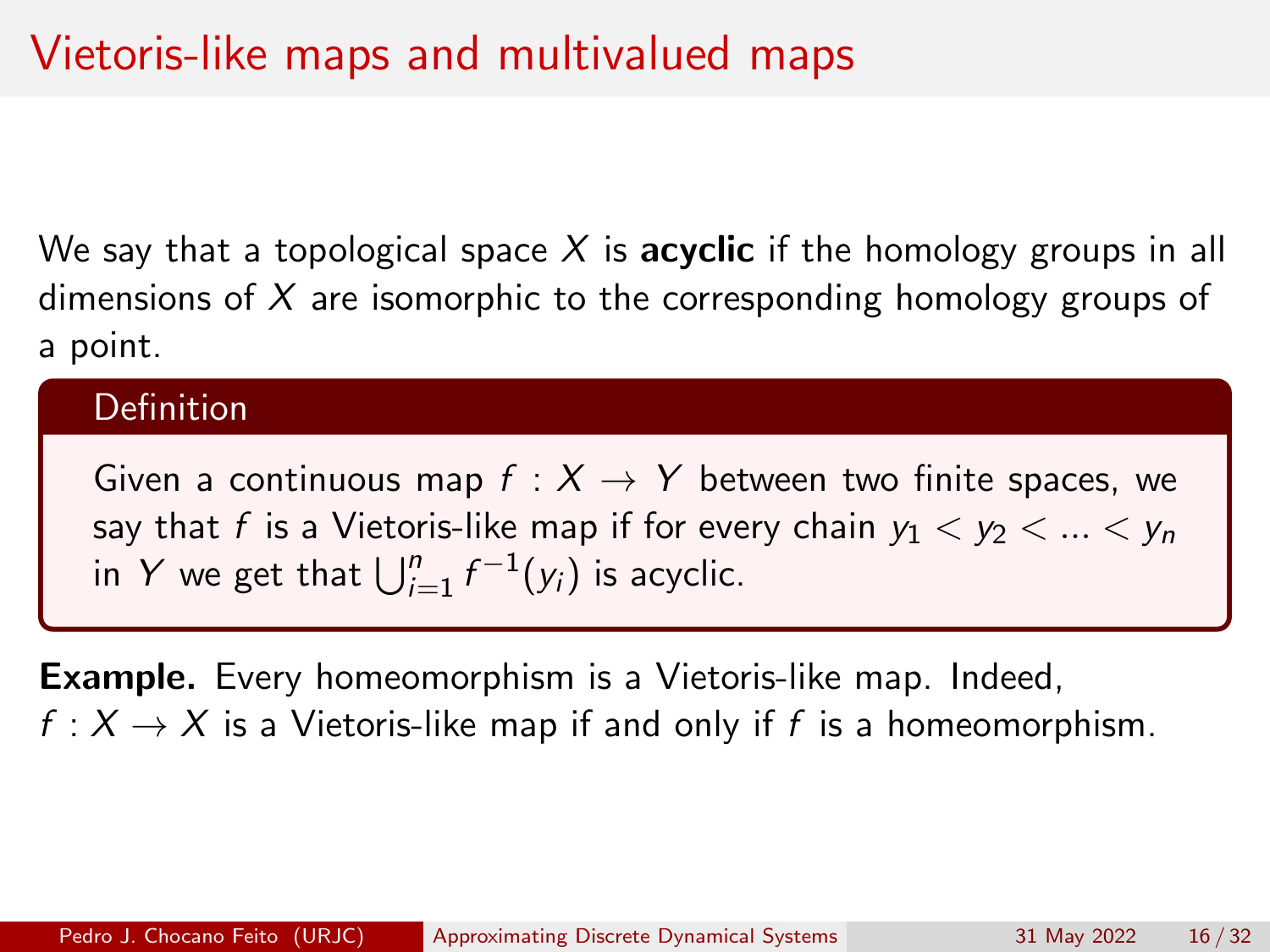# Vietoris-like maps and multivalued maps

We say that a topological space $X$ is **acyclic** if the homology groups in all dimensions of $X$ are isomorphic to the corresponding homology groups of a point.

**Definition**

Given a continuous map $f : X \to Y$ between two finite spaces, we say that $f$ is a Vietoris-like map if for every chain $y_1 < y_2 < ... < y_n$ in $Y$ we get that $\bigcup_{i=1}^{n} f^{-1}(y_i)$ is acyclic.

**Example.** Every homeomorphism is a Vietoris-like map. Indeed, $f : X \to X$ is a Vietoris-like map if and only if $f$ is a homeomorphism.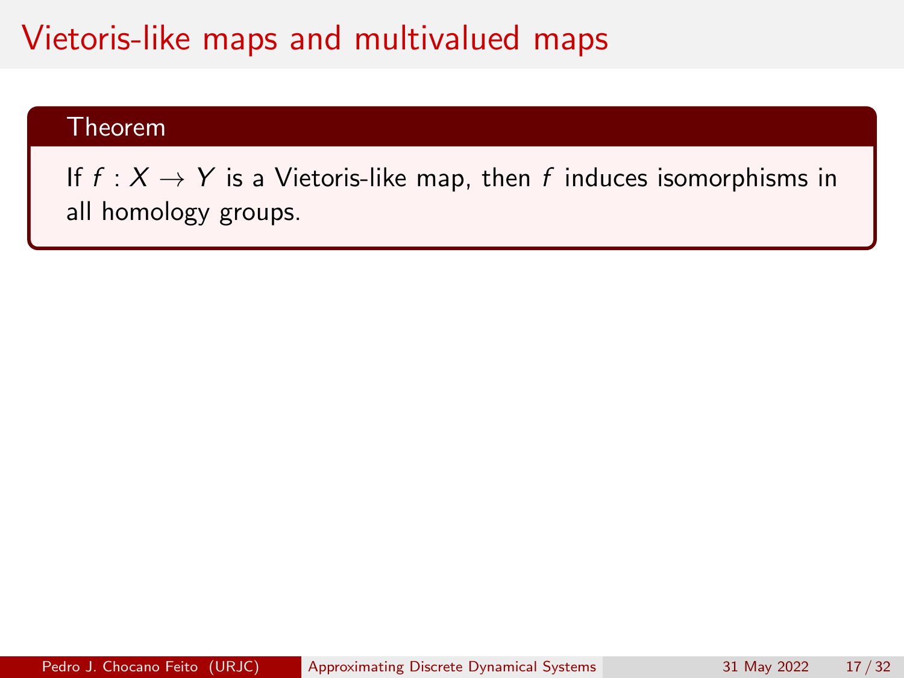# Vietoris-like maps and multivalued maps

**Theorem**

If $f : X \to Y$ is a Vietoris-like map, then $f$ induces isomorphisms in all homology groups.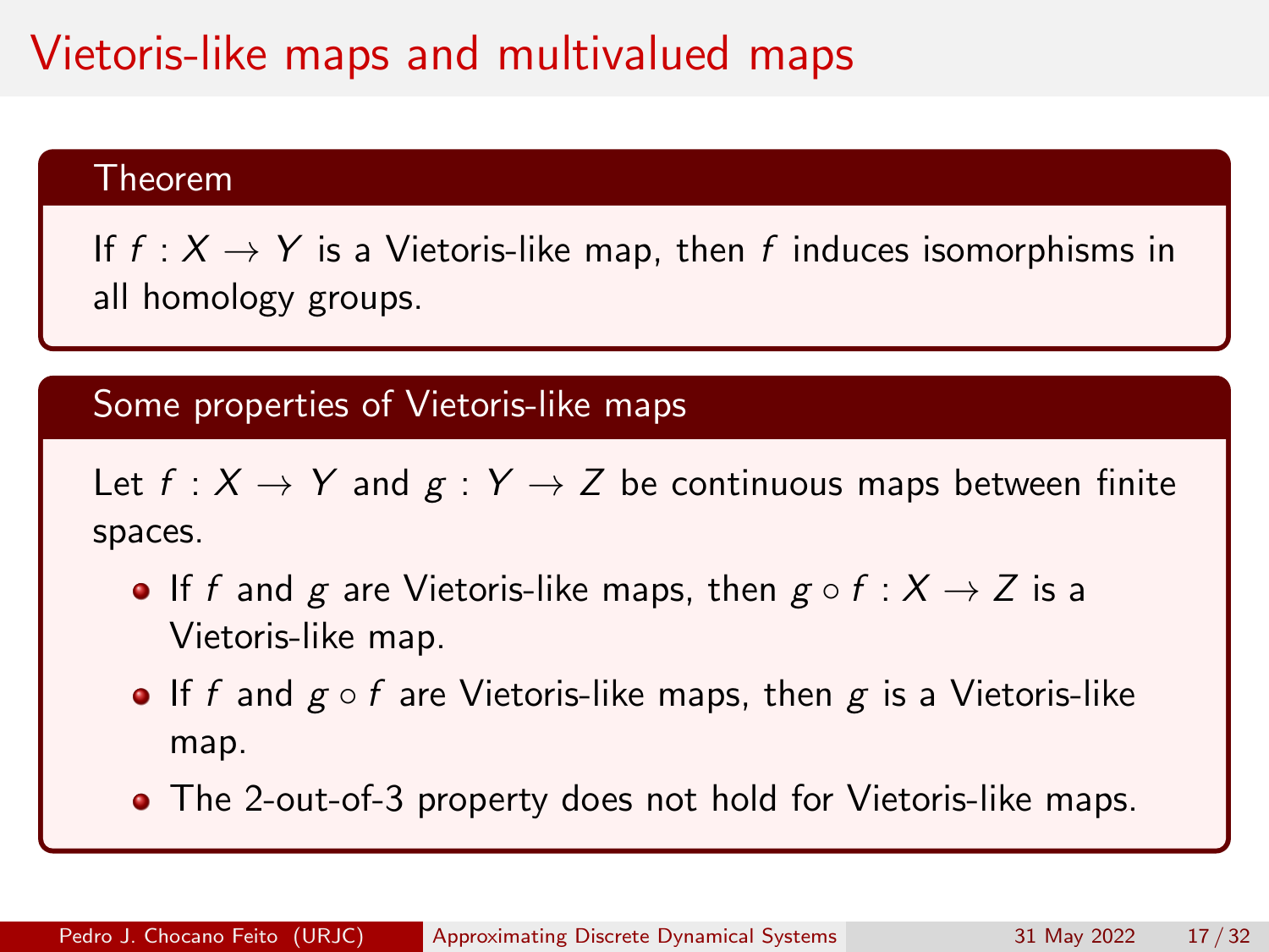# Vietoris-like maps and multivalued maps

### Theorem

If $f : X \to Y$ is a Vietoris-like map, then $f$ induces isomorphisms in all homology groups.

### Some properties of Vietoris-like maps

Let $f : X \to Y$ and $g : Y \to Z$ be continuous maps between finite spaces.

- If $f$ and $g$ are Vietoris-like maps, then $g \circ f : X \to Z$ is a Vietoris-like map.
- If $f$ and $g \circ f$ are Vietoris-like maps, then $g$ is a Vietoris-like map.
- The 2-out-of-3 property does not hold for Vietoris-like maps.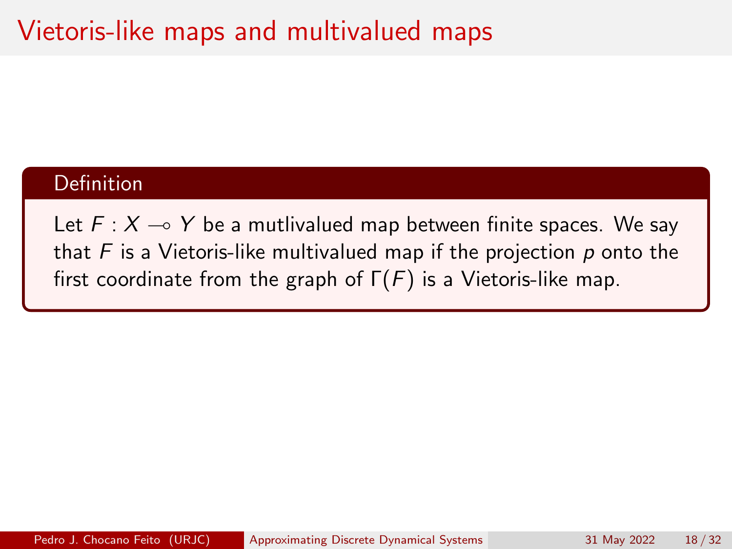# Vietoris-like maps and multivalued maps

**Definition**

Let $F : X \multimap Y$ be a mutlivalued map between finite spaces. We say that $F$ is a Vietoris-like multivalued map if the projection $p$ onto the first coordinate from the graph of $\Gamma(F)$ is a Vietoris-like map.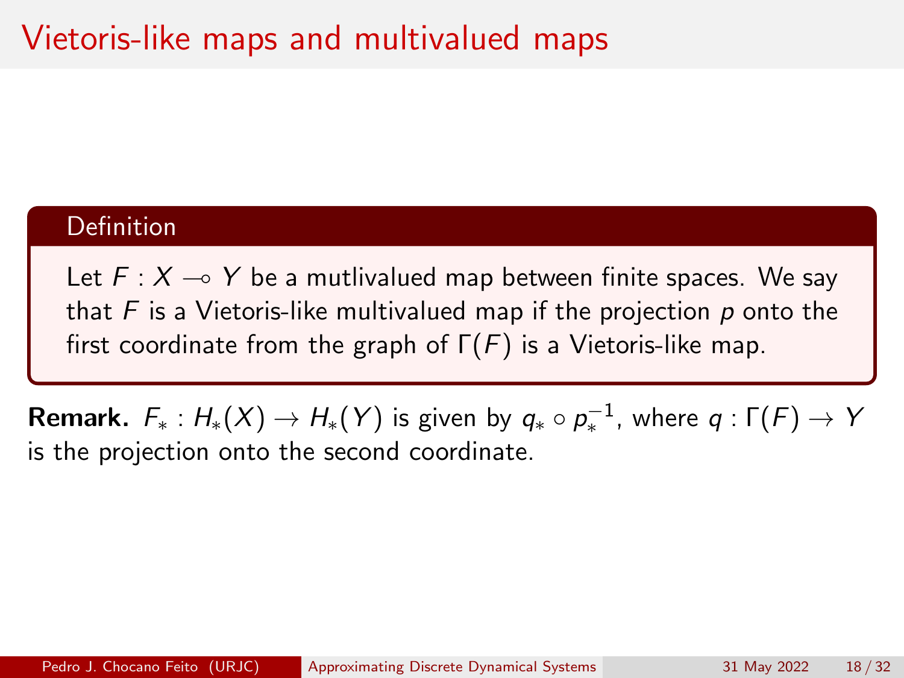# Vietoris-like maps and multivalued maps

**Definition**

Let $F : X \multimap Y$ be a mutlivalued map between finite spaces. We say that $F$ is a Vietoris-like multivalued map if the projection $p$ onto the first coordinate from the graph of $\Gamma(F)$ is a Vietoris-like map.

**Remark.** $F_* : H_*(X) \to H_*(Y)$ is given by $q_* \circ p_*^{-1}$, where $q : \Gamma(F) \to Y$ is the projection onto the second coordinate.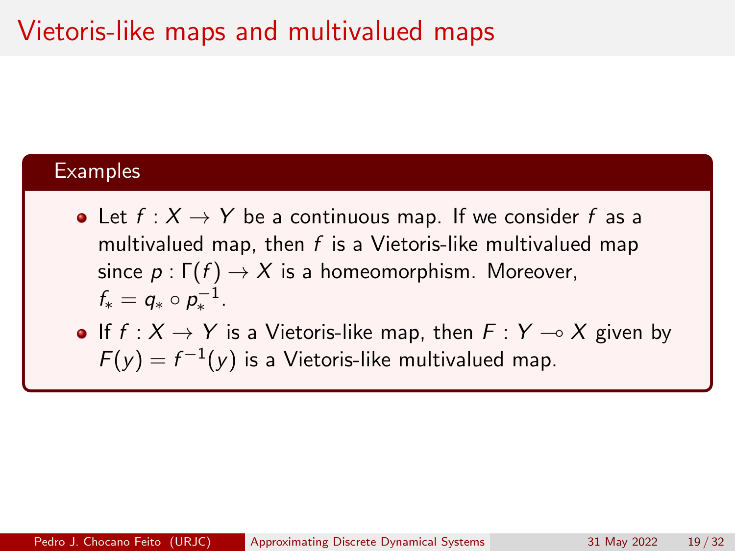# Vietoris-like maps and multivalued maps

### Examples

- Let $f : X \to Y$ be a continuous map. If we consider $f$ as a multivalued map, then $f$ is a Vietoris-like multivalued map since $p : \Gamma(f) \to X$ is a homeomorphism. Moreover, $f_* = q_* \circ p_*^{-1}$.
- If $f : X \to Y$ is a Vietoris-like map, then $F : Y \multimap X$ given by $F(y) = f^{-1}(y)$ is a Vietoris-like multivalued map.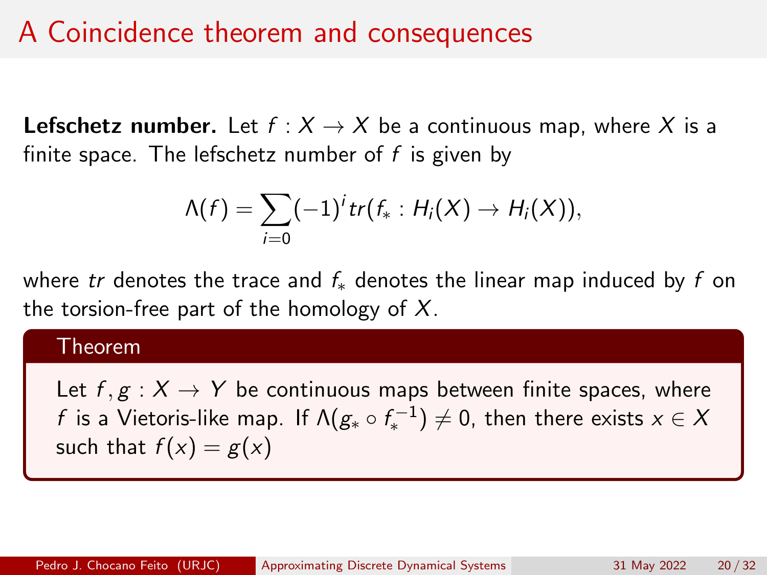# A Coincidence theorem and consequences

**Lefschetz number.** Let $f : X \to X$ be a continuous map, where $X$ is a finite space. The lefschetz number of $f$ is given by

$$\Lambda(f) = \sum_{i=0} (-1)^i tr(f_* : H_i(X) \to H_i(X)),$$

where $tr$ denotes the trace and $f_*$ denotes the linear map induced by $f$ on the torsion-free part of the homology of $X$.

**Theorem**

Let $f, g : X \to Y$ be continuous maps between finite spaces, where $f$ is a Vietoris-like map. If $\Lambda(g_* \circ f_*^{-1}) \neq 0$, then there exists $x \in X$ such that $f(x) = g(x)$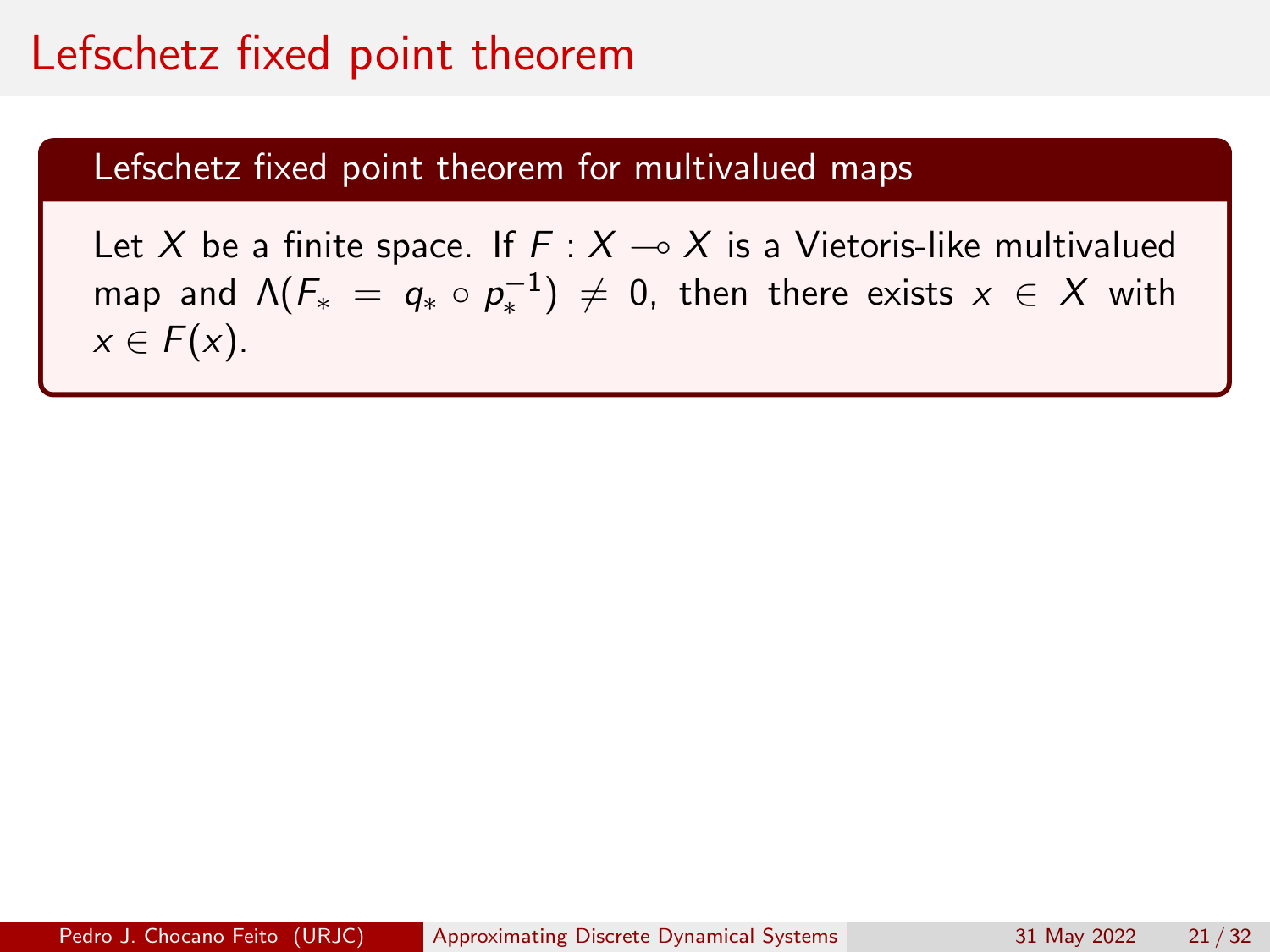# Lefschetz fixed point theorem

**Lefschetz fixed point theorem for multivalued maps**

Let $X$ be a finite space. If $F : X \multimap X$ is a Vietoris-like multivalued map and $\Lambda(F_* = q_* \circ p_*^{-1}) \neq 0$, then there exists $x \in X$ with $x \in F(x)$.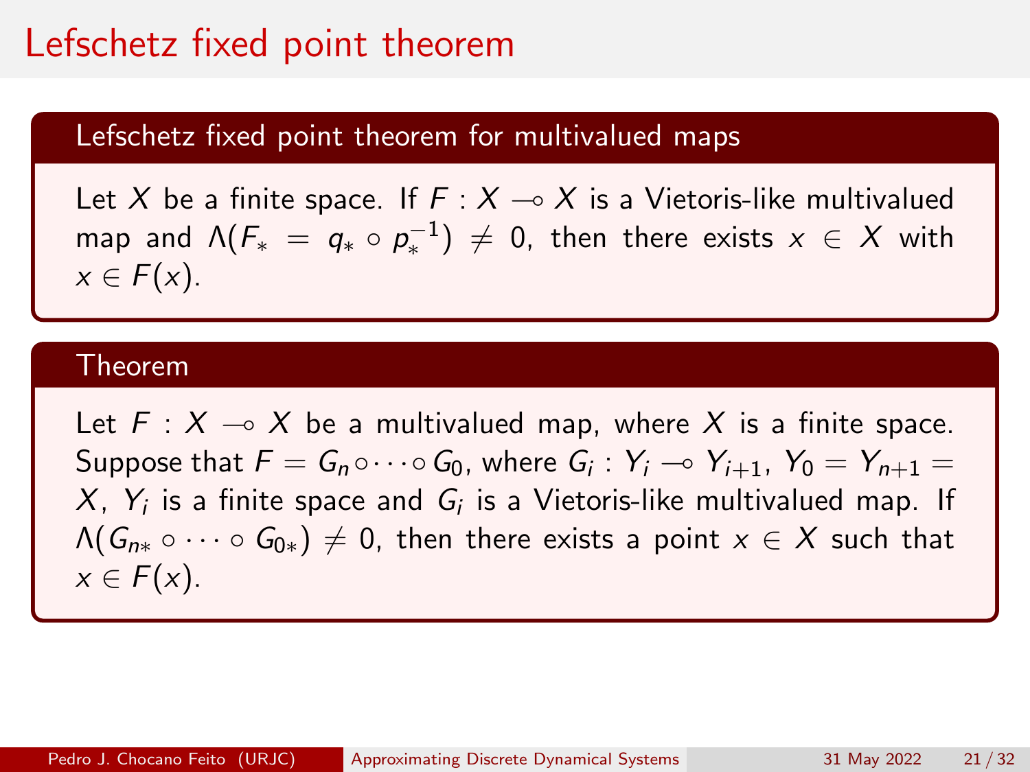# Lefschetz fixed point theorem

**Lefschetz fixed point theorem for multivalued maps**

Let $X$ be a finite space. If $F : X \multimap X$ is a Vietoris-like multivalued map and $\Lambda(F_* = q_* \circ p_*^{-1}) \neq 0$, then there exists $x \in X$ with $x \in F(x)$.

**Theorem**

Let $F : X \multimap X$ be a multivalued map, where $X$ is a finite space. Suppose that $F = G_n \circ \cdots \circ G_0$, where $G_i : Y_i \multimap Y_{i+1}$, $Y_0 = Y_{n+1} = X$, $Y_i$ is a finite space and $G_i$ is a Vietoris-like multivalued map. If $\Lambda(G_{n*} \circ \cdots \circ G_{0*}) \neq 0$, then there exists a point $x \in X$ such that $x \in F(x)$.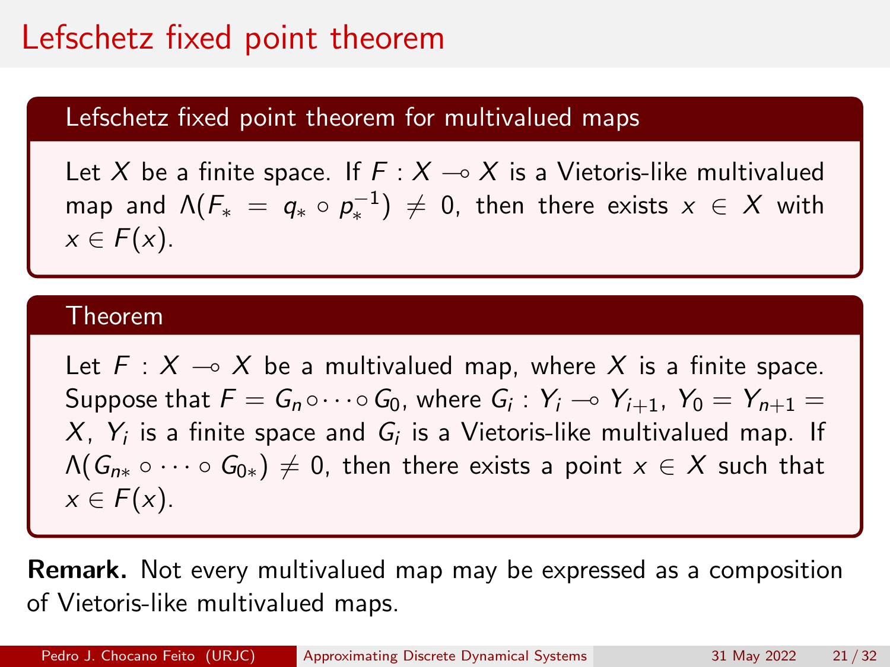# Lefschetz fixed point theorem

**Lefschetz fixed point theorem for multivalued maps**

Let $X$ be a finite space. If $F : X \multimap X$ is a Vietoris-like multivalued map and $\Lambda(F_* = q_* \circ p_*^{-1}) \neq 0$, then there exists $x \in X$ with $x \in F(x)$.

**Theorem**

Let $F : X \multimap X$ be a multivalued map, where $X$ is a finite space. Suppose that $F = G_n \circ \cdots \circ G_0$, where $G_i : Y_i \multimap Y_{i+1}$, $Y_0 = Y_{n+1} = X$, $Y_i$ is a finite space and $G_i$ is a Vietoris-like multivalued map. If $\Lambda(G_{n*} \circ \cdots \circ G_{0*}) \neq 0$, then there exists a point $x \in X$ such that $x \in F(x)$.

**Remark.** Not every multivalued map may be expressed as a composition of Vietoris-like multivalued maps.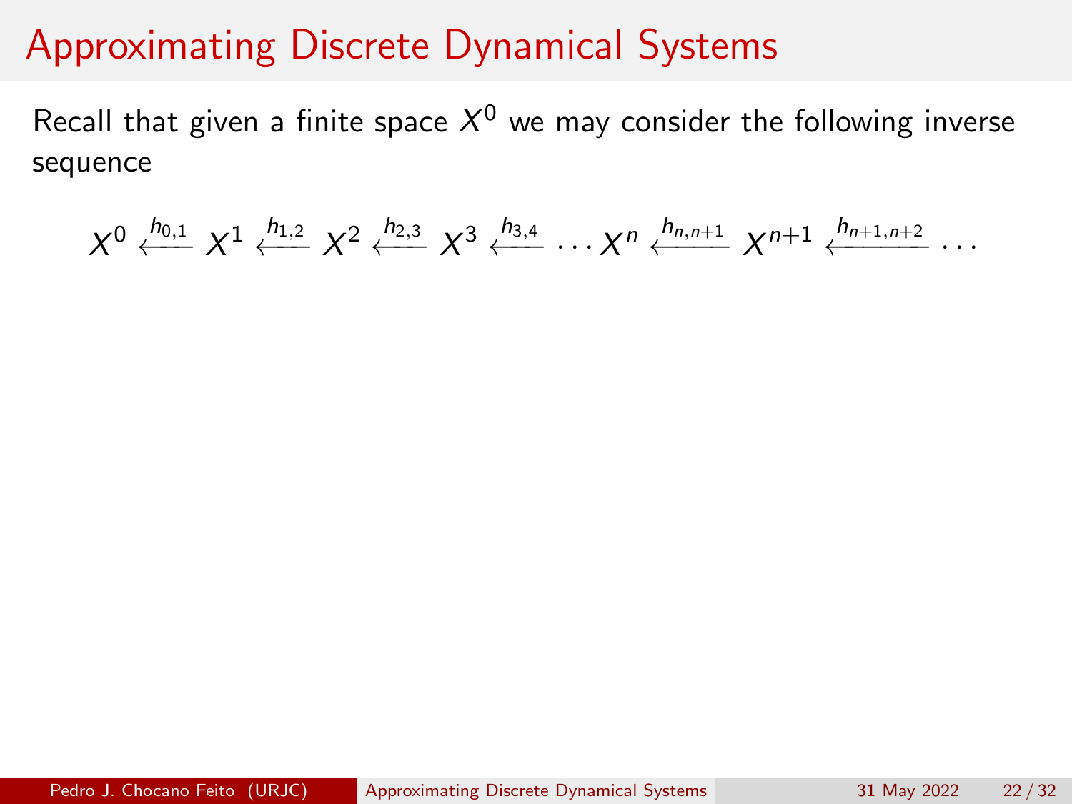# Approximating Discrete Dynamical Systems

Recall that given a finite space $X^0$ we may consider the following inverse sequence

$$X^0 \xleftarrow{h_{0,1}} X^1 \xleftarrow{h_{1,2}} X^2 \xleftarrow{h_{2,3}} X^3 \xleftarrow{h_{3,4}} \cdots X^n \xleftarrow{h_{n,n+1}} X^{n+1} \xleftarrow{h_{n+1,n+2}} \cdots$$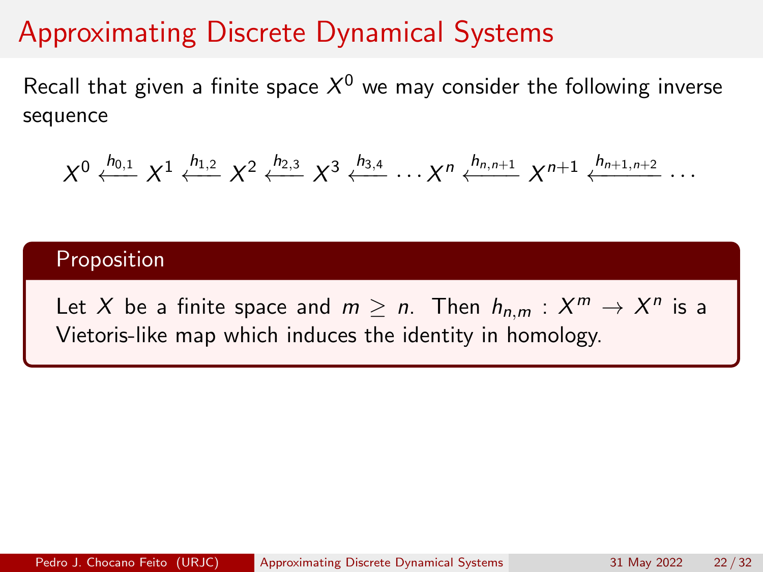# Approximating Discrete Dynamical Systems

Recall that given a finite space $X^0$ we may consider the following inverse sequence

$$X^0 \xleftarrow{h_{0,1}} X^1 \xleftarrow{h_{1,2}} X^2 \xleftarrow{h_{2,3}} X^3 \xleftarrow{h_{3,4}} \cdots X^n \xleftarrow{h_{n,n+1}} X^{n+1} \xleftarrow{h_{n+1,n+2}} \cdots$$

**Proposition**

Let $X$ be a finite space and $m \geq n$. Then $h_{n,m} : X^m \to X^n$ is a Vietoris-like map which induces the identity in homology.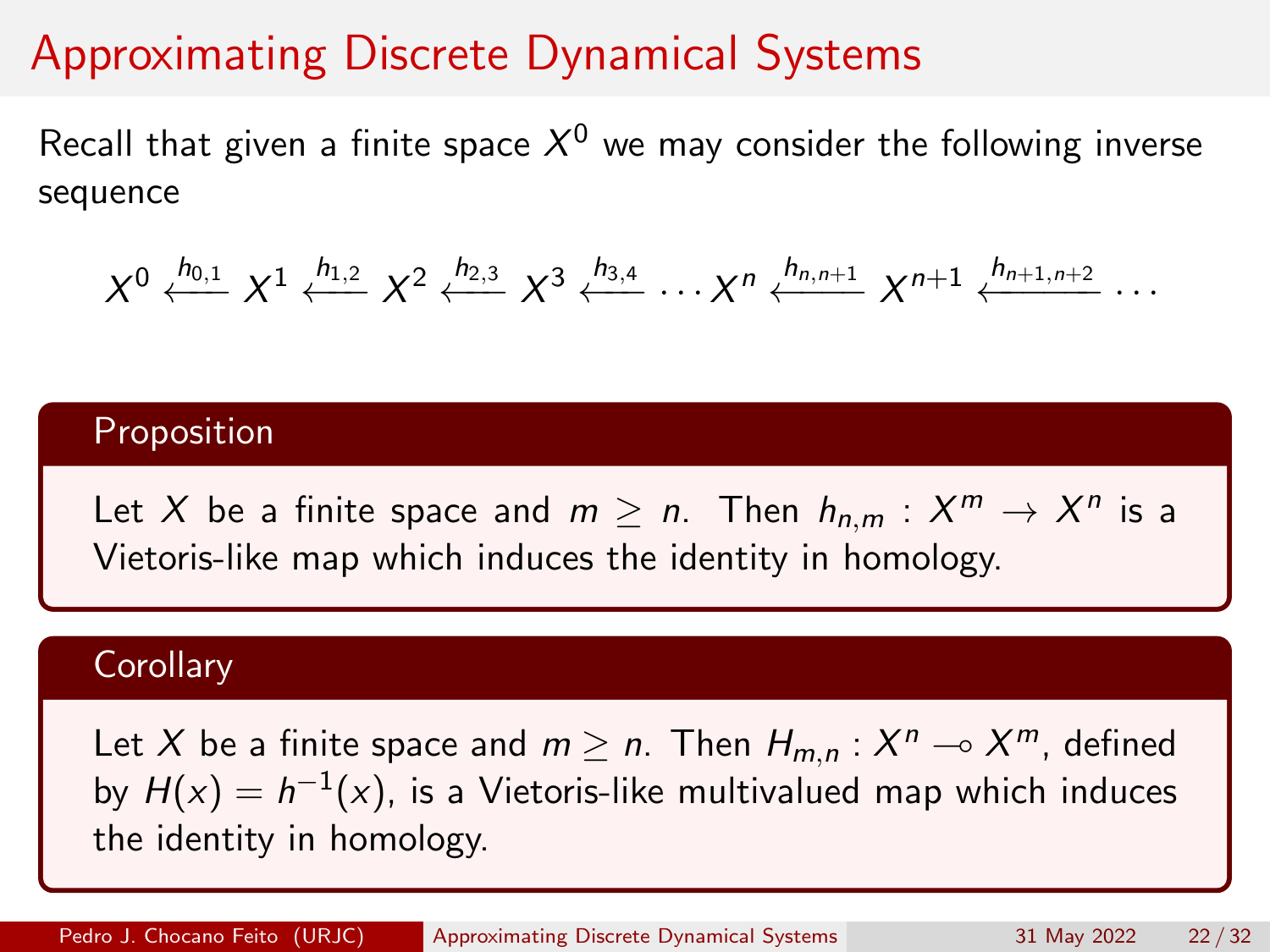# Approximating Discrete Dynamical Systems

Recall that given a finite space $X^0$ we may consider the following inverse sequence

$$X^0 \xleftarrow{h_{0,1}} X^1 \xleftarrow{h_{1,2}} X^2 \xleftarrow{h_{2,3}} X^3 \xleftarrow{h_{3,4}} \cdots X^n \xleftarrow{h_{n,n+1}} X^{n+1} \xleftarrow{h_{n+1,n+2}} \cdots$$

**Proposition**

Let $X$ be a finite space and $m \geq n$. Then $h_{n,m} : X^m \to X^n$ is a Vietoris-like map which induces the identity in homology.

**Corollary**

Let $X$ be a finite space and $m \geq n$. Then $H_{m,n} : X^n \multimap X^m$, defined by $H(x) = h^{-1}(x)$, is a Vietoris-like multivalued map which induces the identity in homology.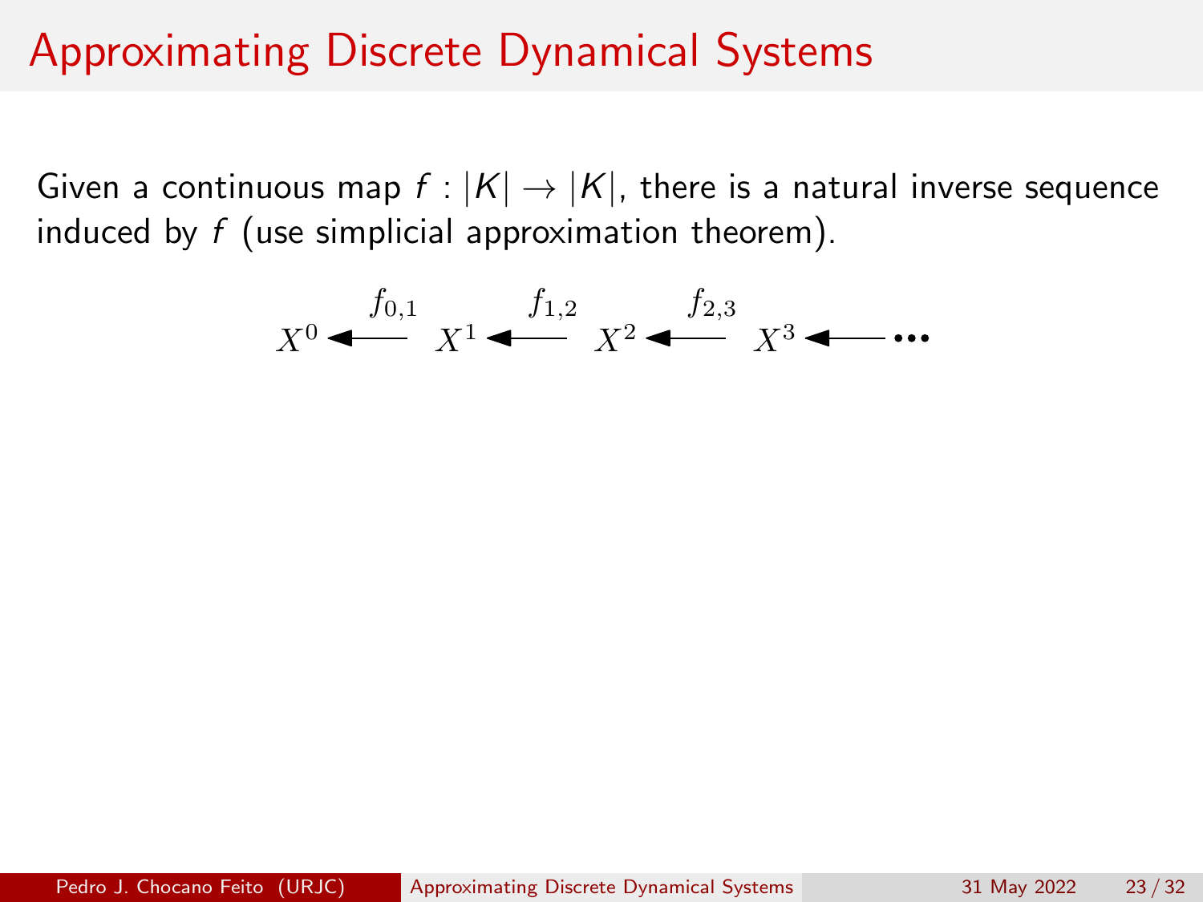# Approximating Discrete Dynamical Systems

Given a continuous map $f : |K| \to |K|$, there is a natural inverse sequence induced by $f$ (use simplicial approximation theorem).

$$X^0 \xleftarrow{f_{0,1}} X^1 \xleftarrow{f_{1,2}} X^2 \xleftarrow{f_{2,3}} X^3 \longleftarrow \cdots$$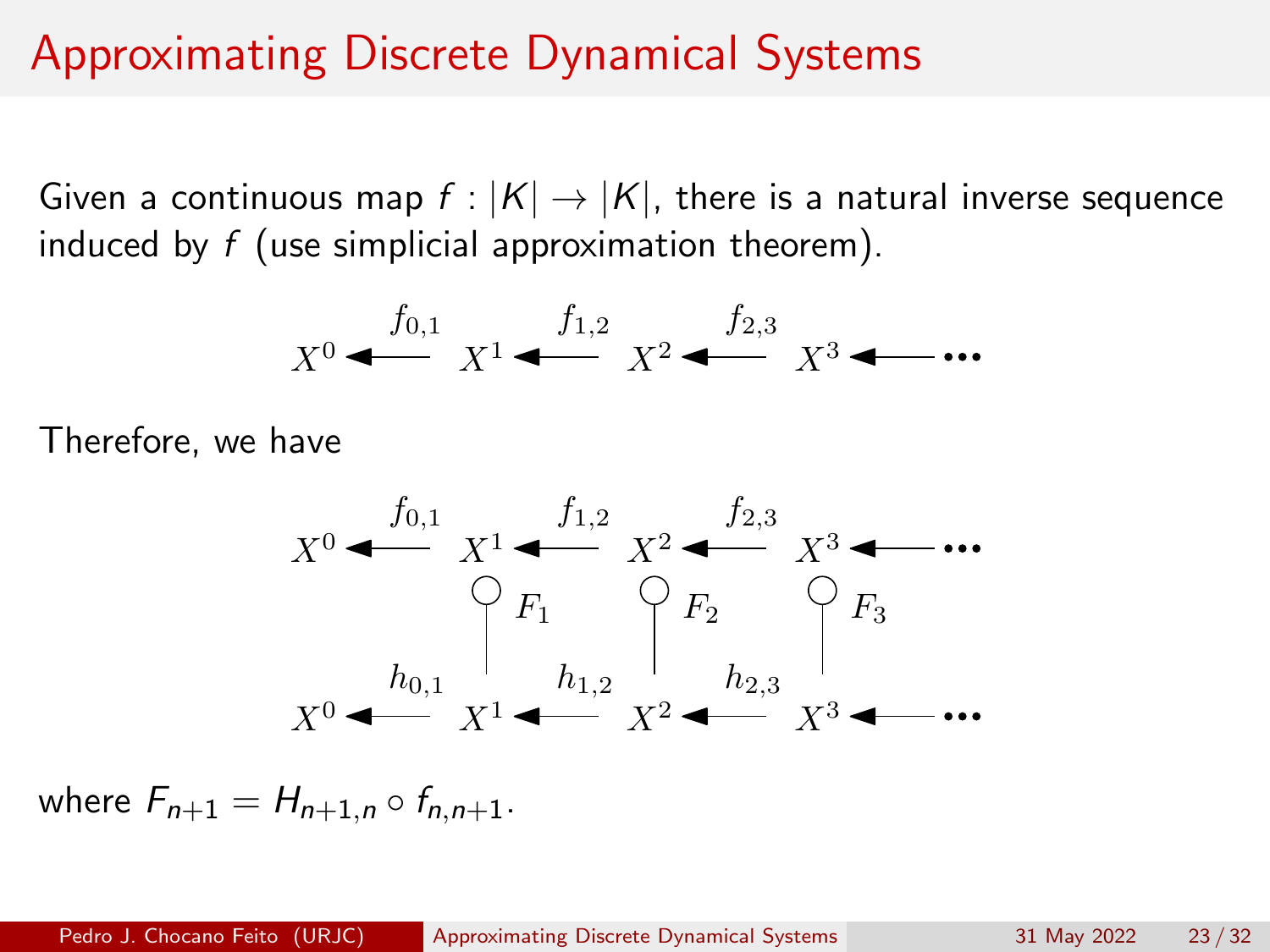# Approximating Discrete Dynamical Systems

Given a continuous map $f : |K| \to |K|$, there is a natural inverse sequence induced by $f$ (use simplicial approximation theorem).

$$X^0 \xleftarrow{f_{0,1}} X^1 \xleftarrow{f_{1,2}} X^2 \xleftarrow{f_{2,3}} X^3 \longleftarrow \cdots$$

Therefore, we have

$$\begin{array}{ccccccccc}
X^0 & \xleftarrow{f_{0,1}} & X^1 & \xleftarrow{f_{1,2}} & X^2 & \xleftarrow{f_{2,3}} & X^3 & \longleftarrow & \cdots \\
 & & \Big| \, F_1 & & \Big| \, F_2 & & \Big| \, F_3 & & \\
X^0 & \xleftarrow{h_{0,1}} & X^1 & \xleftarrow{h_{1,2}} & X^2 & \xleftarrow{h_{2,3}} & X^3 & \longleftarrow & \cdots
\end{array}$$

where $F_{n+1} = H_{n+1,n} \circ f_{n,n+1}$.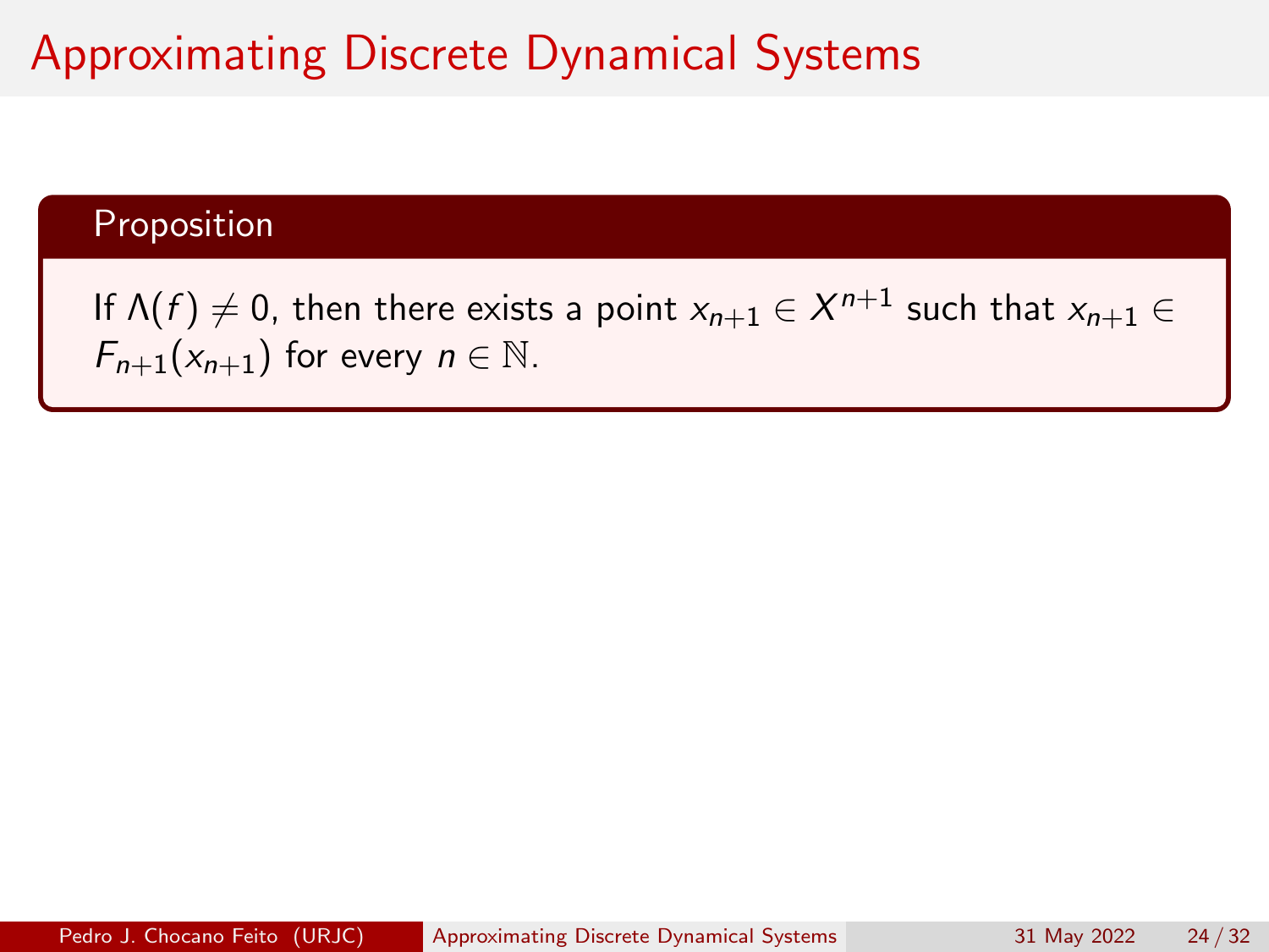# Approximating Discrete Dynamical Systems

**Proposition**

If $\Lambda(f) \neq 0$, then there exists a point $x_{n+1} \in X^{n+1}$ such that $x_{n+1} \in F_{n+1}(x_{n+1})$ for every $n \in \mathbb{N}$.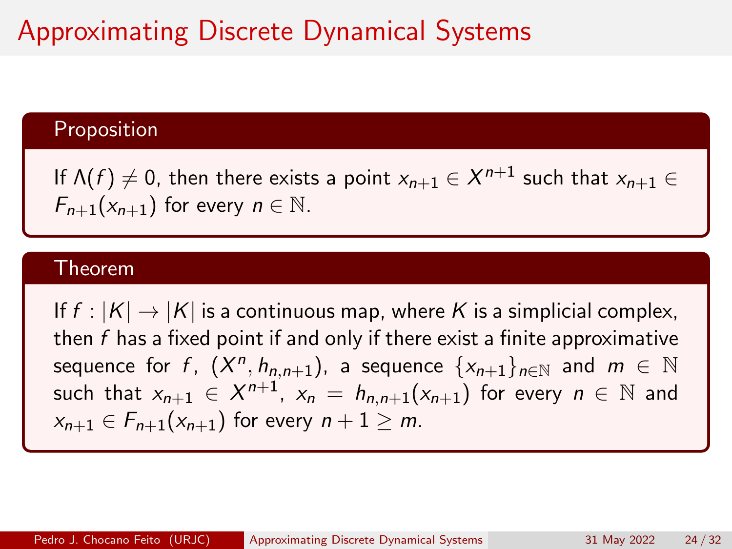# Approximating Discrete Dynamical Systems

**Proposition**

If $\Lambda(f) \neq 0$, then there exists a point $x_{n+1} \in X^{n+1}$ such that $x_{n+1} \in F_{n+1}(x_{n+1})$ for every $n \in \mathbb{N}$.

**Theorem**

If $f : |K| \to |K|$ is a continuous map, where $K$ is a simplicial complex, then $f$ has a fixed point if and only if there exist a finite approximative sequence for $f$, $(X^n, h_{n,n+1})$, a sequence $\{x_{n+1}\}_{n \in \mathbb{N}}$ and $m \in \mathbb{N}$ such that $x_{n+1} \in X^{n+1}$, $x_n = h_{n,n+1}(x_{n+1})$ for every $n \in \mathbb{N}$ and $x_{n+1} \in F_{n+1}(x_{n+1})$ for every $n + 1 \geq m$.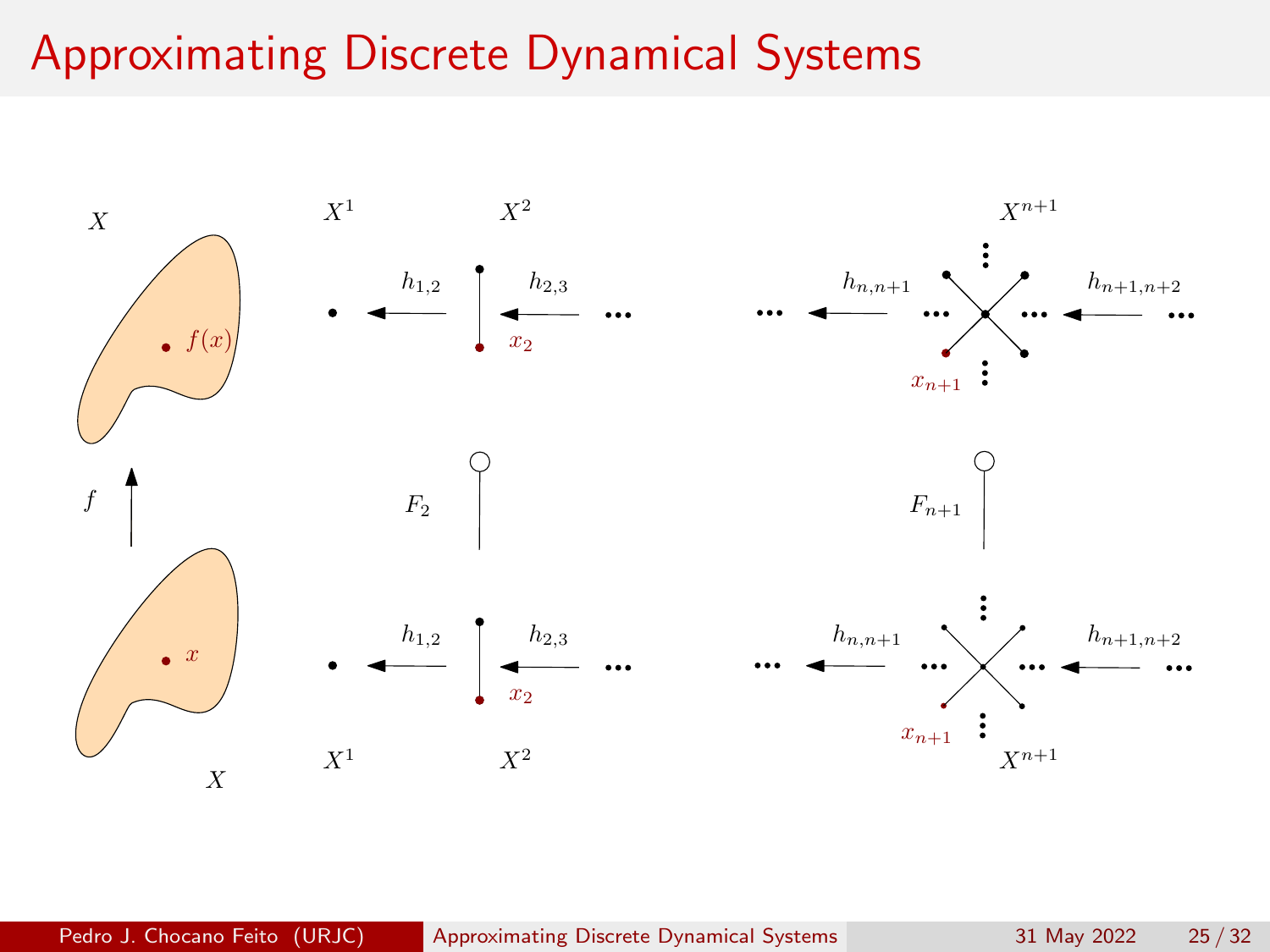# Approximating Discrete Dynamical Systems

$X$ $\quad X^1 \quad X^2 \quad X^{n+1}$

$h_{1,2}$ $\quad h_{2,3}$ $\quad h_{n,n+1}$ $\quad h_{n+1,n+2}$

$f(x)$ $\quad x_2$ $\quad x_{n+1}$

$f$ $\quad F_2$ $\quad F_{n+1}$

$x$ $\quad h_{1,2}$ $\quad h_{2,3}$ $\quad x_2$ $\quad h_{n,n+1}$ $\quad h_{n+1,n+2}$ $\quad x_{n+1}$

$X$ $\quad X^1 \quad X^2 \quad X^{n+1}$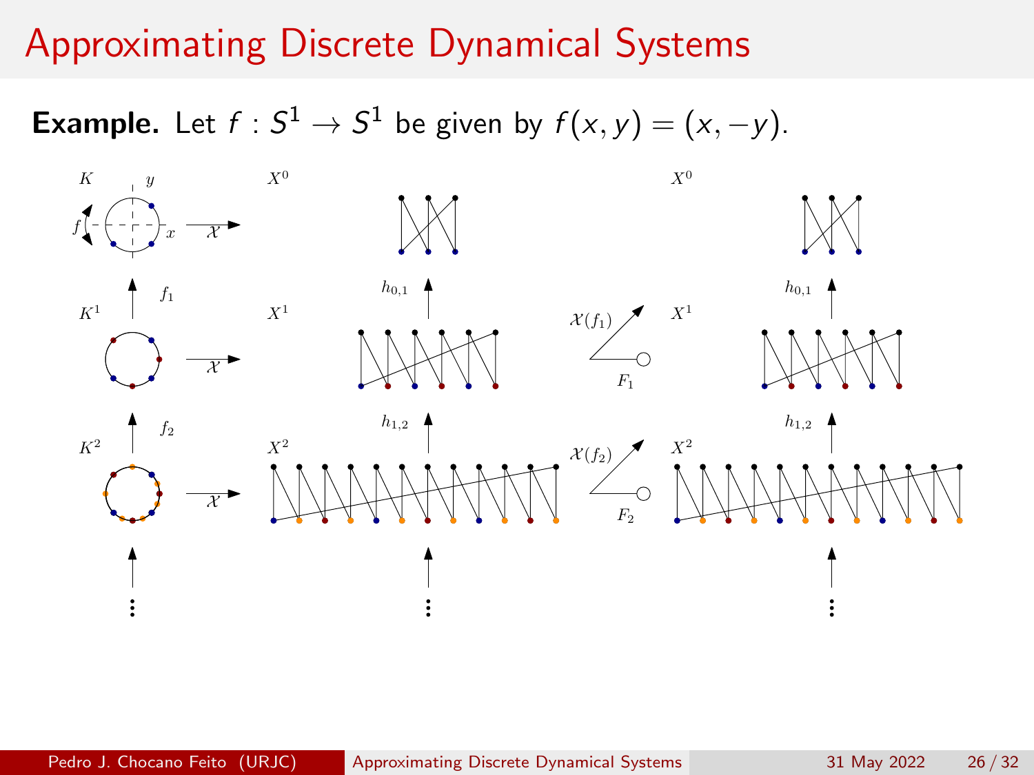# Approximating Discrete Dynamical Systems

**Example.** Let $f : S^1 \to S^1$ be given by $f(x, y) = (x, -y)$.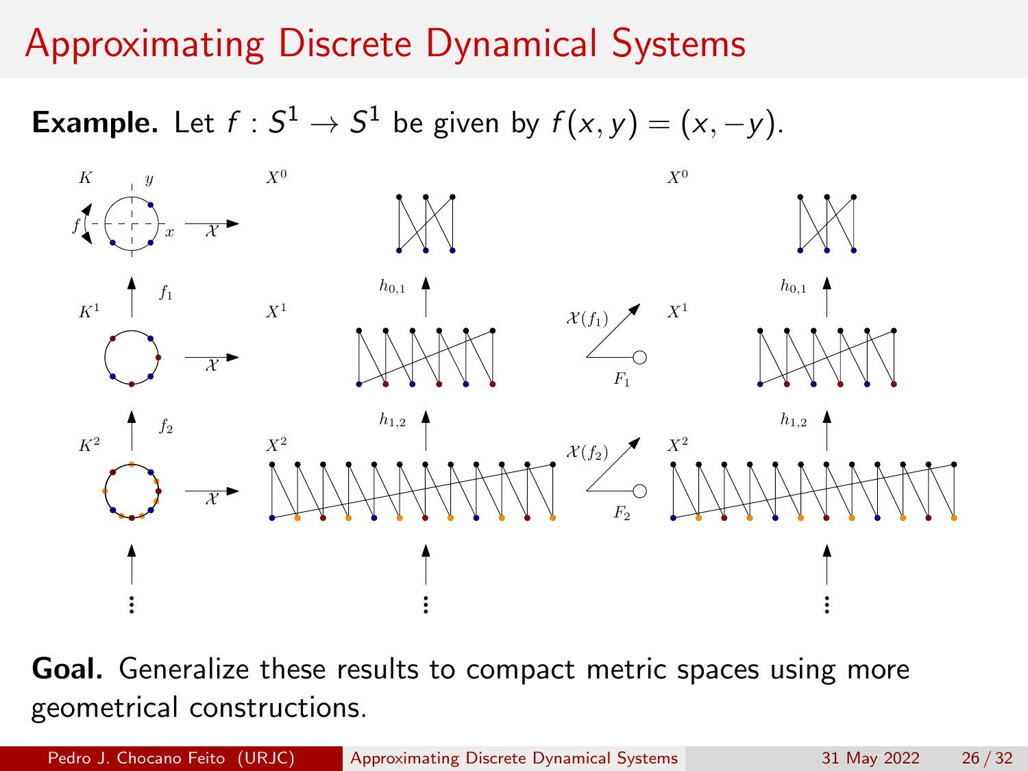# Approximating Discrete Dynamical Systems

**Example.** Let $f : S^1 \to S^1$ be given by $f(x,y) = (x,-y)$.

**Goal.** Generalize these results to compact metric spaces using more geometrical constructions.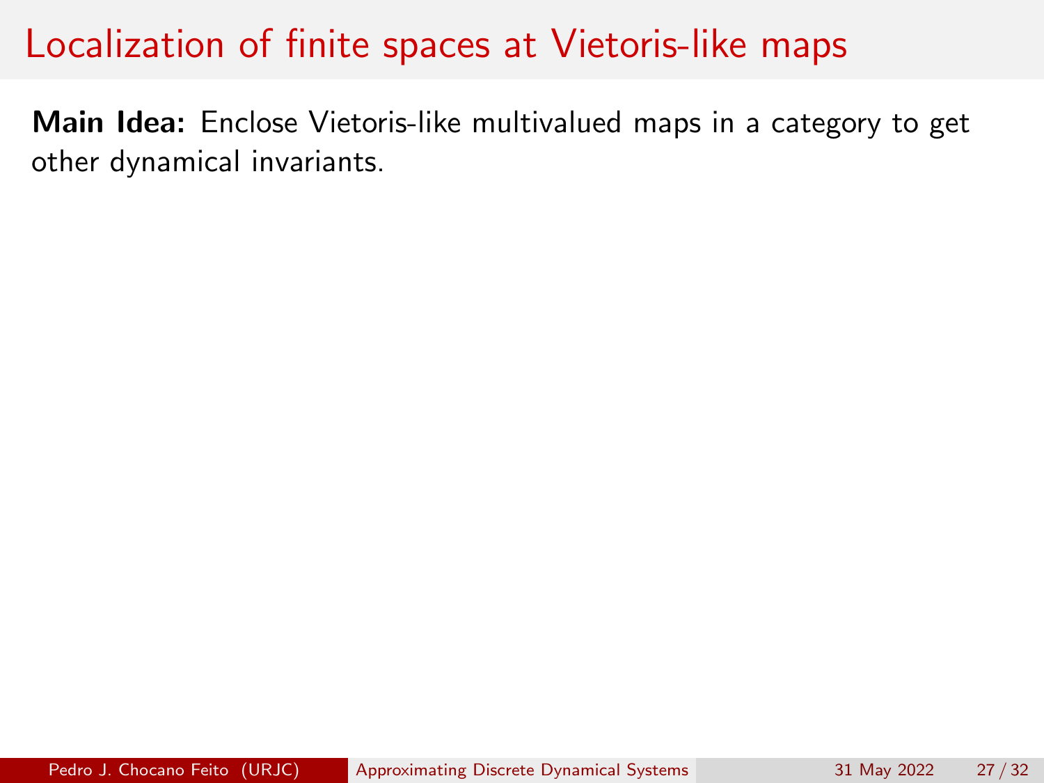# Localization of finite spaces at Vietoris-like maps

**Main Idea:** Enclose Vietoris-like multivalued maps in a category to get other dynamical invariants.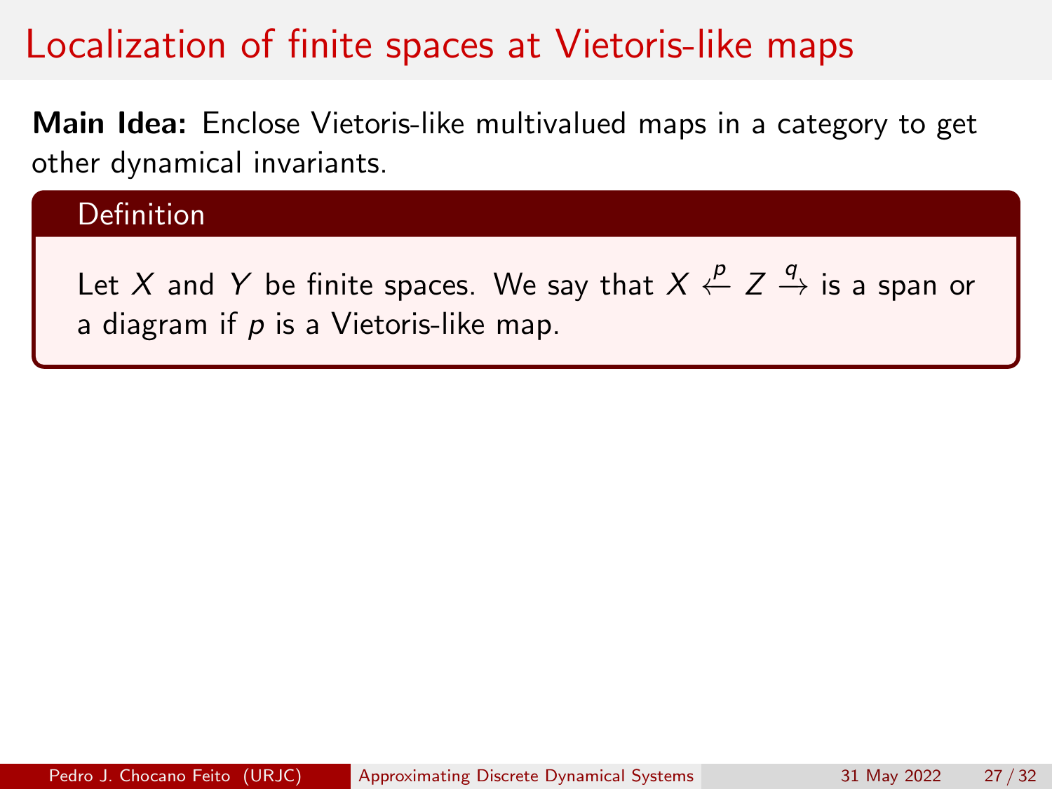# Localization of finite spaces at Vietoris-like maps

**Main Idea:** Enclose Vietoris-like multivalued maps in a category to get other dynamical invariants.

### Definition

Let $X$ and $Y$ be finite spaces. We say that $X \stackrel{p}{\leftarrow} Z \stackrel{q}{\rightarrow}$ is a span or a diagram if $p$ is a Vietoris-like map.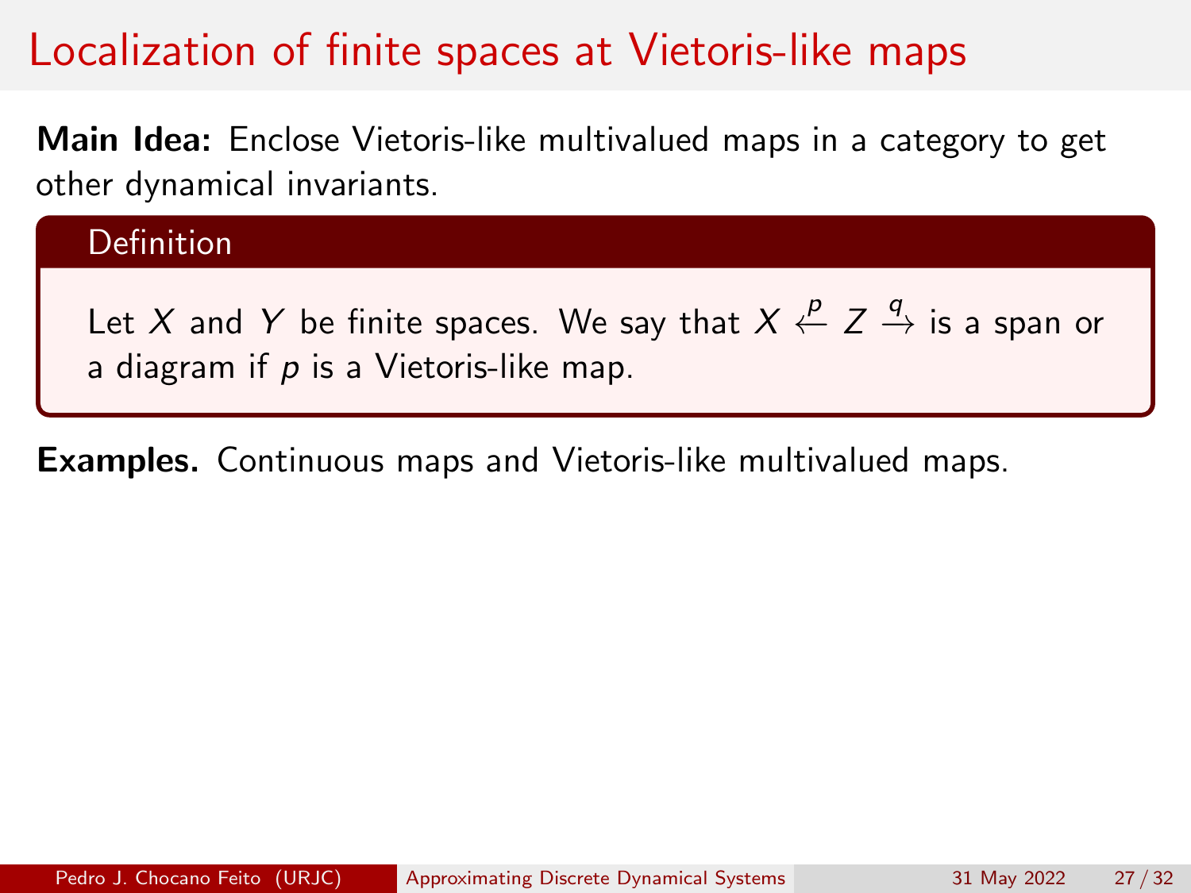# Localization of finite spaces at Vietoris-like maps

**Main Idea:** Enclose Vietoris-like multivalued maps in a category to get other dynamical invariants.

**Definition**

Let $X$ and $Y$ be finite spaces. We say that $X \overset{p}{\leftarrow} Z \overset{q}{\rightarrow}$ is a span or a diagram if $p$ is a Vietoris-like map.

**Examples.** Continuous maps and Vietoris-like multivalued maps.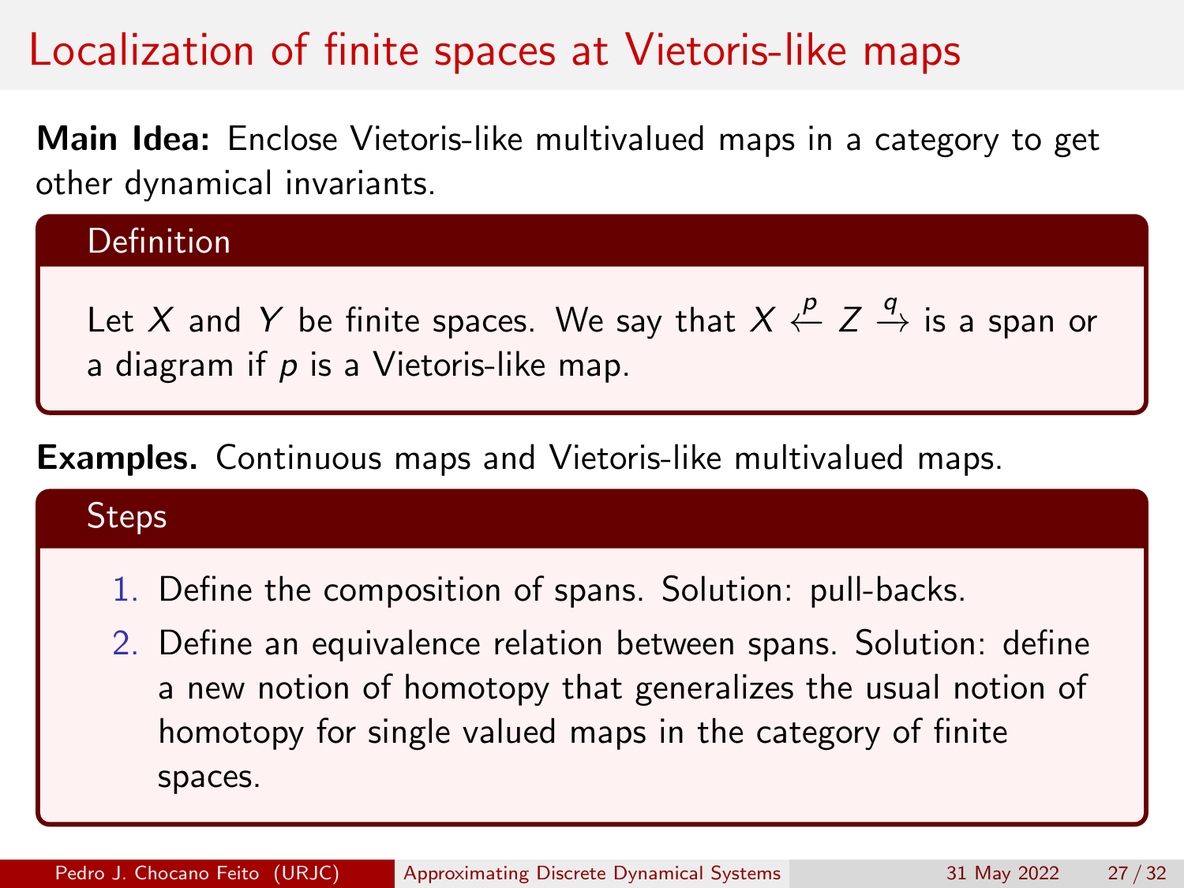# Localization of finite spaces at Vietoris-like maps

**Main Idea:** Enclose Vietoris-like multivalued maps in a category to get other dynamical invariants.

**Definition**

Let $X$ and $Y$ be finite spaces. We say that $X \overset{p}{\leftarrow} Z \overset{q}{\rightarrow}$ is a span or a diagram if $p$ is a Vietoris-like map.

**Examples.** Continuous maps and Vietoris-like multivalued maps.

**Steps**

1. Define the composition of spans. Solution: pull-backs.
2. Define an equivalence relation between spans. Solution: define a new notion of homotopy that generalizes the usual notion of homotopy for single valued maps in the category of finite spaces.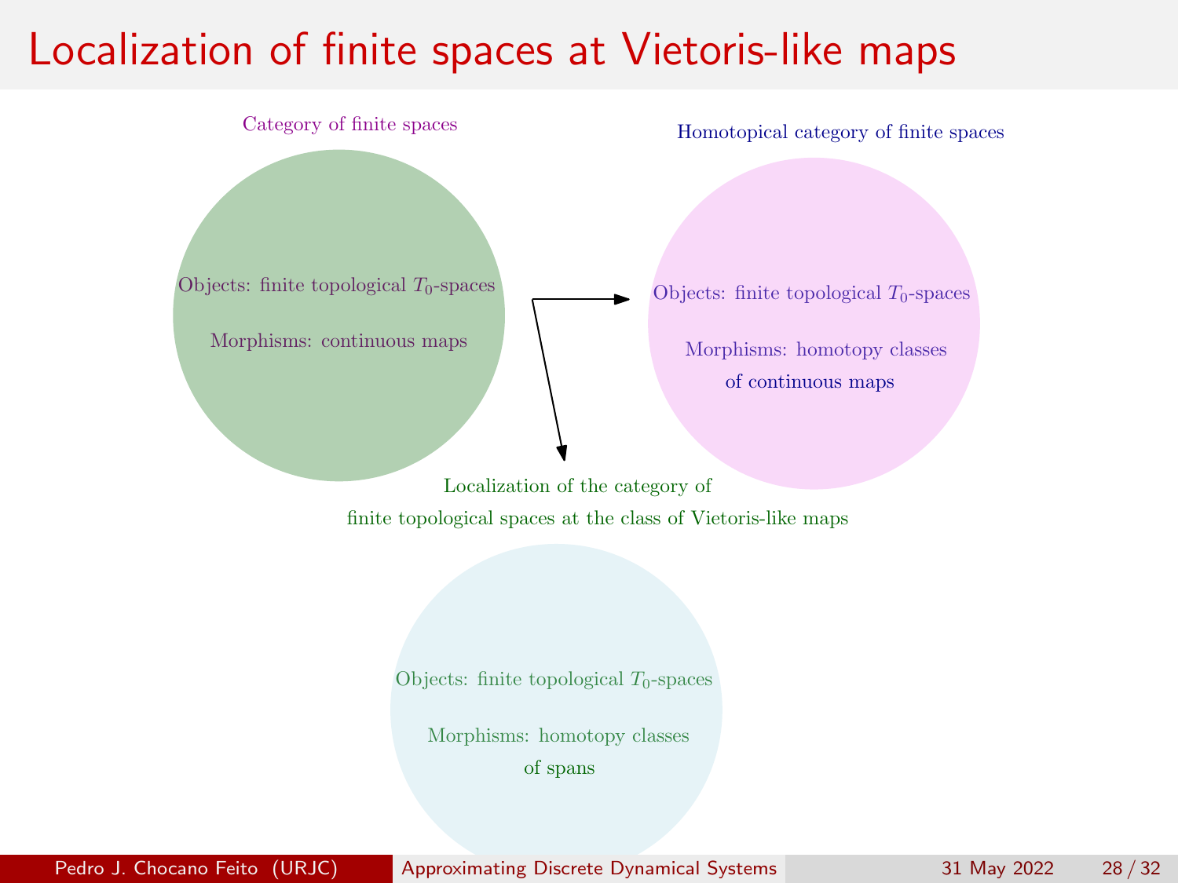# Localization of finite spaces at Vietoris-like maps

Category of finite spaces

Objects: finite topological $T_0$-spaces

Morphisms: continuous maps

Homotopical category of finite spaces

Objects: finite topological $T_0$-spaces

Morphisms: homotopy classes of continuous maps

Localization of the category of finite topological spaces at the class of Vietoris-like maps

Objects: finite topological $T_0$-spaces

Morphisms: homotopy classes of spans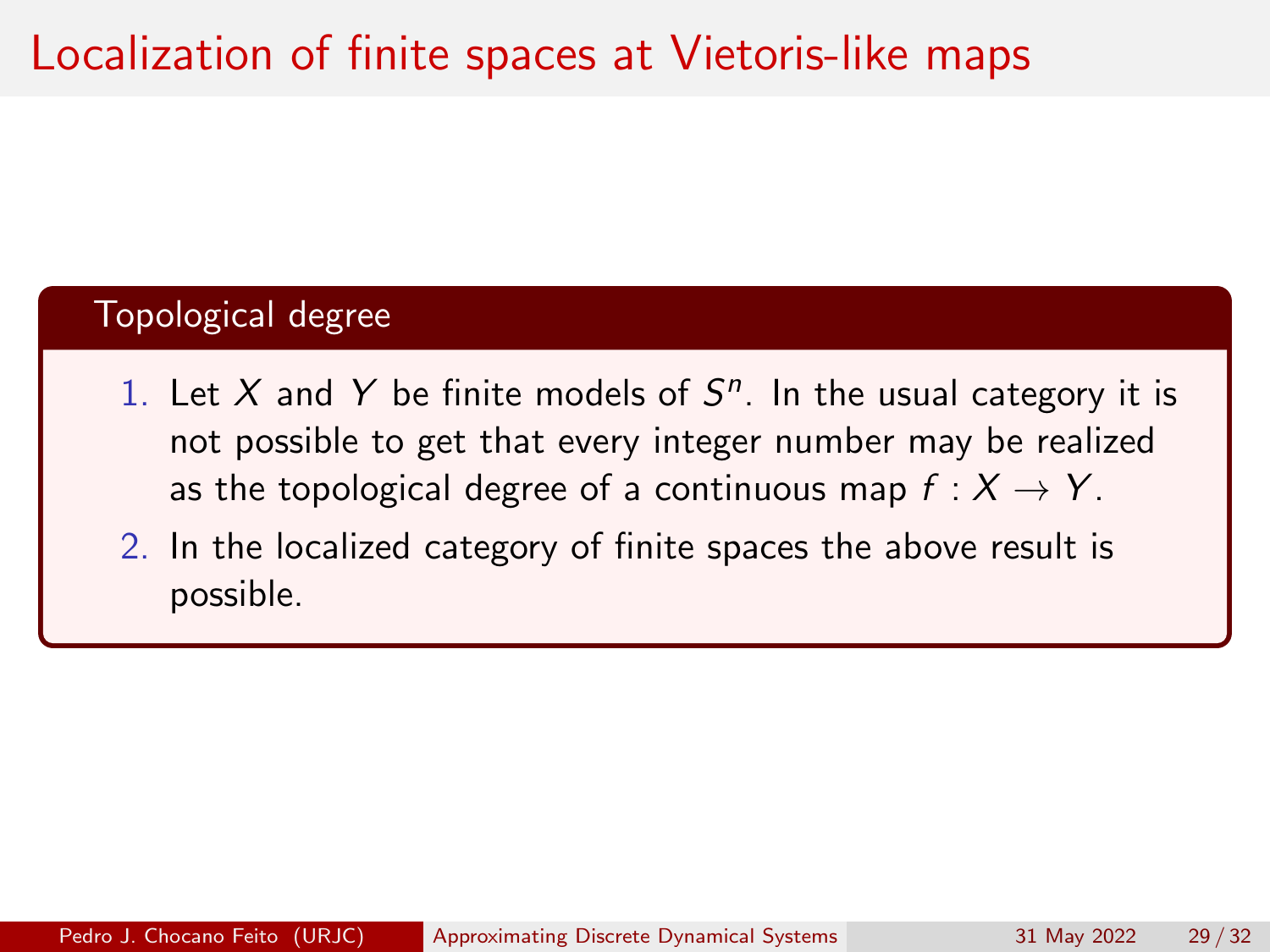# Localization of finite spaces at Vietoris-like maps

### Topological degree

1. Let $X$ and $Y$ be finite models of $S^n$. In the usual category it is not possible to get that every integer number may be realized as the topological degree of a continuous map $f : X \to Y$.
2. In the localized category of finite spaces the above result is possible.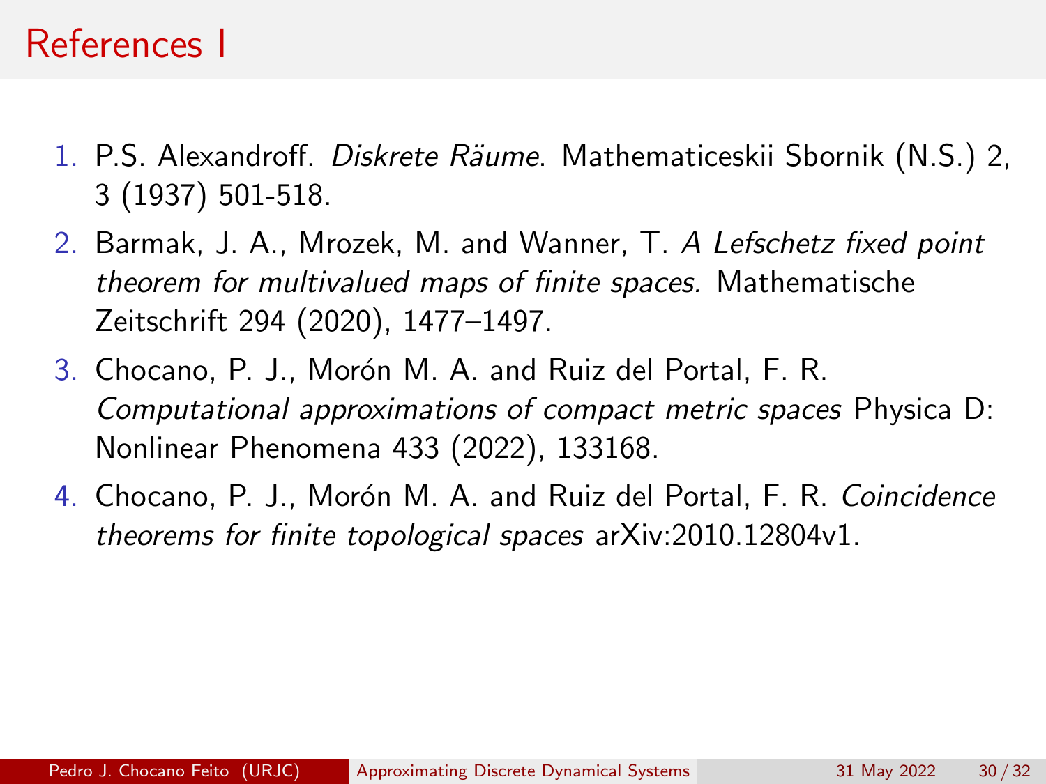# References I

1. P.S. Alexandroff. *Diskrete Räume*. Mathematiceskii Sbornik (N.S.) 2, 3 (1937) 501-518.
2. Barmak, J. A., Mrozek, M. and Wanner, T. *A Lefschetz fixed point theorem for multivalued maps of finite spaces.* Mathematische Zeitschrift 294 (2020), 1477–1497.
3. Chocano, P. J., Morón M. A. and Ruiz del Portal, F. R. *Computational approximations of compact metric spaces* Physica D: Nonlinear Phenomena 433 (2022), 133168.
4. Chocano, P. J., Morón M. A. and Ruiz del Portal, F. R. *Coincidence theorems for finite topological spaces* arXiv:2010.12804v1.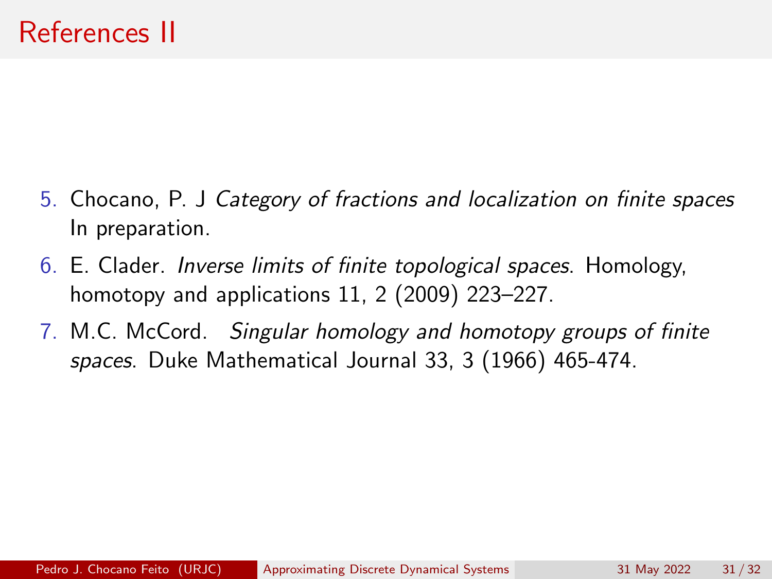# References II

5. Chocano, P. J *Category of fractions and localization on finite spaces* In preparation.
6. E. Clader. *Inverse limits of finite topological spaces*. Homology, homotopy and applications 11, 2 (2009) 223–227.
7. M.C. McCord. *Singular homology and homotopy groups of finite spaces*. Duke Mathematical Journal 33, 3 (1966) 465-474.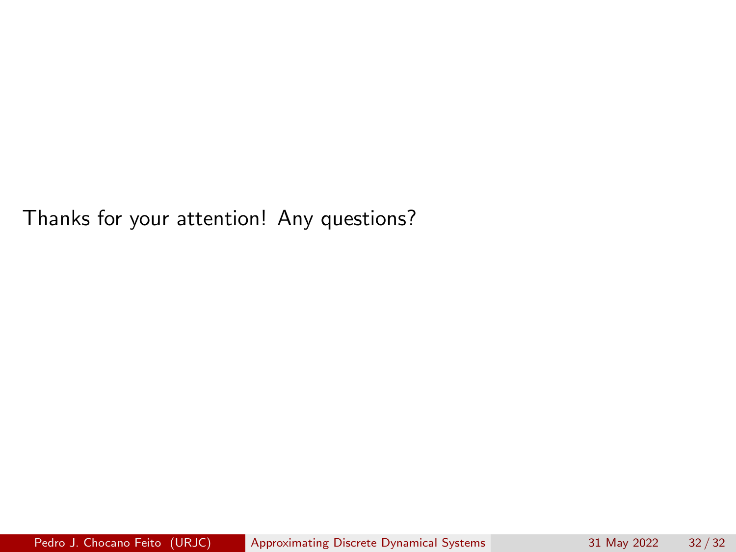Thanks for your attention! Any questions?